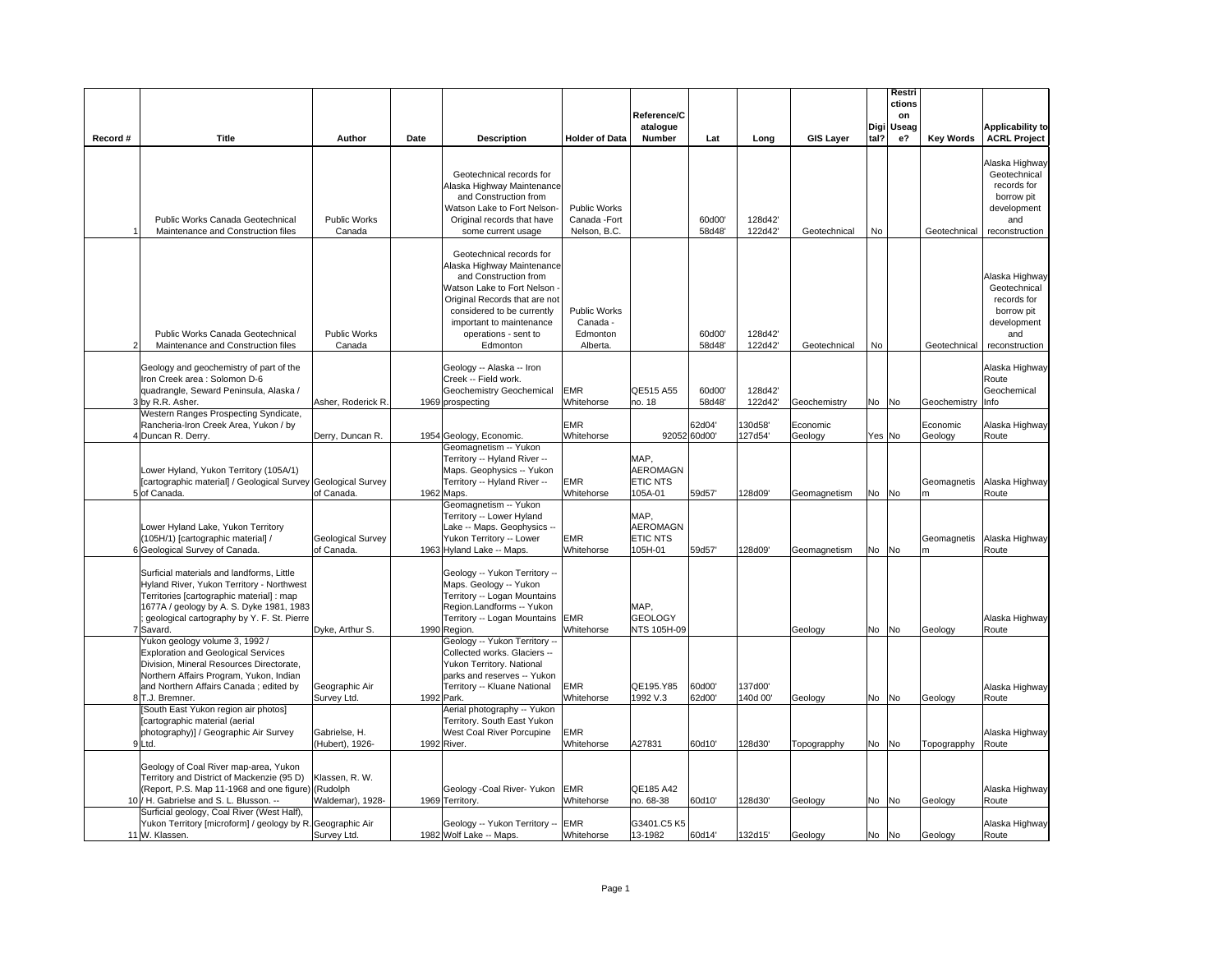| Record # | Title | Author | Date | Description | Holder of Data | Reference/Catalogue Number | Lat | Long | GIS Layer | Digital? | Restrictions on Useage? | Key Words | Applicability to ACRL Project |
|---|---|---|---|---|---|---|---|---|---|---|---|---|---|
| 1 | Public Works Canada Geotechnical Maintenance and Construction files | Public Works Canada | | Geotechnical records for Alaska Highway Maintenance and Construction from Watson Lake to Fort Nelson-Original records that have some current usage | Public Works Canada -Fort Nelson, B.C. | | 60d00' 58d48' | 128d42' 122d42' | Geotechnical | No | | Geotechnical | Alaska Highway Geotechnical records for borrow pit development and reconstruction |
| 2 | Public Works Canada Geotechnical Maintenance and Construction files | Public Works Canada | | Geotechnical records for Alaska Highway Maintenance and Construction from Watson Lake to Fort Nelson - Original Records that are not considered to be currently important to maintenance operations - sent to Edmonton | Public Works Canada - Edmonton Alberta. | | 60d00' 58d48' | 128d42' 122d42' | Geotechnical | No | | Geotechnical | Alaska Highway Geotechnical records for borrow pit development and reconstruction |
| 3 | Geology and geochemistry of part of the Iron Creek area : Solomon D-6 quadrangle, Seward Peninsula, Alaska / by R.R. Asher. | Asher, Roderick R. | 1969 | Geology -- Alaska -- Iron Creek -- Field work. Geochemistry Geochemical prospecting | EMR Whitehorse | QE515 A55 no. 18 | 60d00' 58d48' | 128d42' 122d42' | Geochemistry | No | No | Geochemistry | Alaska Highway Route Geochemical Info |
| 4 | Western Ranges Prospecting Syndicate, Rancheria-Iron Creek Area, Yukon / by Duncan R. Derry. | Derry, Duncan R. | 1954 | Geology, Economic. | EMR Whitehorse | 92052 | 62d04' 60d00' | 130d58' 127d54' | Economic Geology | Yes | No | Economic Geology | Alaska Highway Route |
| 5 | Lower Hyland, Yukon Territory (105A/1) [cartographic material] / Geological Survey of Canada. | Geological Survey of Canada. | 1962 | Geomagnetism -- Yukon Territory -- Hyland River -- Maps. Geophysics -- Yukon Territory -- Hyland River -- Maps. | EMR Whitehorse | MAP, AEROMAGNETIC NTS 105A-01 | 59d57' | 128d09' | Geomagnetism | No | No | Geomagnetism | Alaska Highway Route |
| 6 | Lower Hyland Lake, Yukon Territory (105H/1) [cartographic material] / Geological Survey of Canada. | Geological Survey of Canada. | 1963 | Geomagnetism -- Yukon Territory -- Lower Hyland Lake -- Maps. Geophysics -- Yukon Territory -- Lower Hyland Lake -- Maps. | EMR Whitehorse | MAP, AEROMAGNETIC NTS 105H-01 | 59d57' | 128d09' | Geomagnetism | No | No | Geomagnetism | Alaska Highway Route |
| 7 | Surficial materials and landforms, Little Hyland River, Yukon Territory - Northwest Territories [cartographic material] : map 1677A / geology by A. S. Dyke 1981, 1983 ; geological cartography by Y. F. St. Pierre Savard. | Dyke, Arthur S. | 1990 | Geology -- Yukon Territory -- Maps. Geology -- Yukon Territory -- Logan Mountains Region.Landforms -- Yukon Territory -- Logan Mountains Region. | EMR Whitehorse | MAP, GEOLOGY NTS 105H-09 | | | Geology | No | No | Geology | Alaska Highway Route |
| 8 | Yukon geology volume 3, 1992 / Exploration and Geological Services Division, Mineral Resources Directorate, Northern Affairs Program, Yukon, Indian and Northern Affairs Canada ; edited by T.J. Bremner. | Geographic Air Survey Ltd. | 1992 | Geology -- Yukon Territory -- Collected works. Glaciers -- Yukon Territory. National parks and reserves -- Yukon Territory -- Kluane National Park. | EMR Whitehorse | QE195.Y85 1992 V.3 | 60d00' 62d00' | 137d00' 140d 00' | Geology | No | No | Geology | Alaska Highway Route |
| 9 | [South East Yukon region air photos] [cartographic material (aerial photography)] / Geographic Air Survey Ltd. | Gabrielse, H. (Hubert), 1926- | 1992 | Aerial photography -- Yukon Territory. South East Yukon West Coal River Porcupine River. | EMR Whitehorse | A27831 | 60d10' | 128d30' | Topograpphy | No | No | Topograpphy | Alaska Highway Route |
| 10 | Geology of Coal River map-area, Yukon Territory and District of Mackenzie (95 D) (Report, P.S. Map 11-1968 and one figure) / H. Gabrielse and S. L. Blusson. -- | Klassen, R. W. (Rudolph Waldemar), 1928- | 1969 | Geology -Coal River- Yukon Territory. | EMR Whitehorse | QE185 A42 no. 68-38 | 60d10' | 128d30' | Geology | No | No | Geology | Alaska Highway Route |
| 11 | Surficial geology, Coal River (West Half), Yukon Territory [microform] / geology by R. W. Klassen. | Geographic Air Survey Ltd. | 1982 | Geology -- Yukon Territory -- Wolf Lake -- Maps. | EMR Whitehorse | G3401.C5 K5 13-1982 | 60d14' | 132d15' | Geology | No | No | Geology | Alaska Highway Route |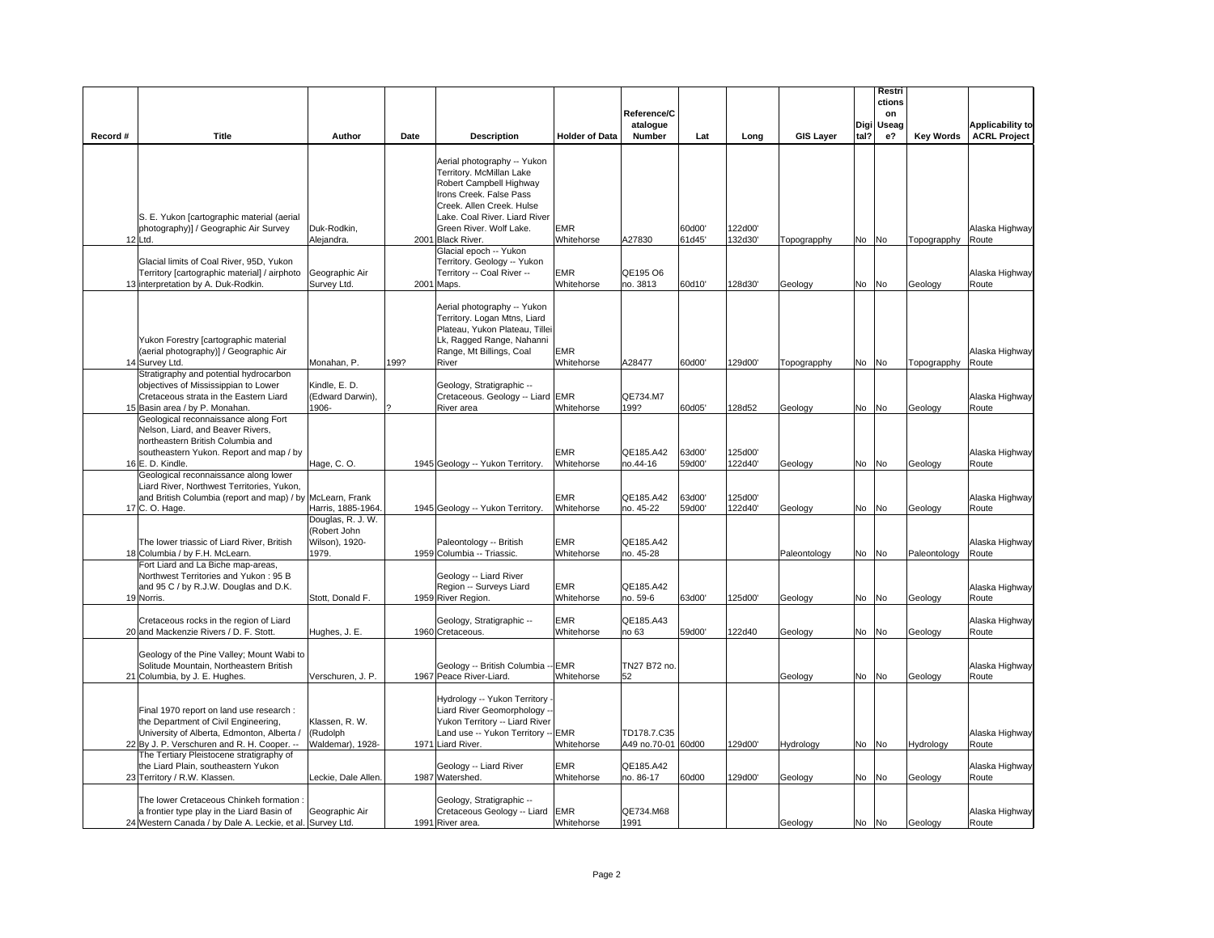| Record # | Title | Author | Date | Description | Holder of Data | Reference/Catalogue Number | Lat | Long | GIS Layer | Digital? | Restrictions on Useage? | Key Words | Applicability to ACRL Project |
|---|---|---|---|---|---|---|---|---|---|---|---|---|---|
| 12 | S. E. Yukon [cartographic material (aerial photography)] / Geographic Air Survey Ltd. | Duk-Rodkin, Alejandra. | 2001 | Aerial photography -- Yukon Territory. McMillan Lake Robert Campbell Highway Irons Creek. False Pass Creek. Allen Creek. Hulse Lake. Coal River. Liard River Green River. Wolf Lake. Black River. | EMR Whitehorse | A27830 | 60d00' 61d45' | 122d00' 132d30' | Topograpphy | No | No | Topograpphy | Alaska Highway Route |
| 13 | Glacial limits of Coal River, 95D, Yukon Territory [cartographic material] / airphoto interpretation by A. Duk-Rodkin. | Geographic Air Survey Ltd. | 2001 | Glacial epoch -- Yukon Territory. Geology -- Yukon Territory -- Coal River -- Maps. | EMR Whitehorse | QE195 O6 no. 3813 | 60d10' | 128d30' | Geology | No | No | Geology | Alaska Highway Route |
| 14 | Yukon Forestry [cartographic material (aerial photography)] / Geographic Air Survey Ltd. | Monahan, P. | 199? | Aerial photography -- Yukon Territory. Logan Mtns, Liard Plateau, Yukon Plateau, Tillei Lk, Ragged Range, Nahanni Range, Mt Billings, Coal River | EMR Whitehorse | A28477 | 60d00' | 129d00' | Topograpphy | No | No | Topograpphy | Alaska Highway Route |
| 15 | Stratigraphy and potential hydrocarbon objectives of Mississippian to Lower Cretaceous strata in the Eastern Liard Basin area / by P. Monahan. | Kindle, E. D. (Edward Darwin), 1906- | ? | Geology, Stratigraphic -- Cretaceous. Geology -- Liard River area | EMR Whitehorse | QE734.M7 199? | 60d05' | 128d52 | Geology | No | No | Geology | Alaska Highway Route |
| 16 | Geological reconnaissance along Fort Nelson, Liard, and Beaver Rivers, northeastern British Columbia and southeastern Yukon. Report and map / by E. D. Kindle. | Hage, C. O. | 1945 | Geology -- Yukon Territory. | EMR Whitehorse | QE185.A42 no.44-16 | 63d00' 59d00' | 125d00' 122d40' | Geology | No | No | Geology | Alaska Highway Route |
| 17 | Geological reconnaissance along lower Liard River, Northwest Territories, Yukon, and British Columbia (report and map) / by C. O. Hage. | McLearn, Frank Harris, 1885-1964. | 1945 | Geology -- Yukon Territory. | EMR Whitehorse | QE185.A42 no. 45-22 | 63d00' 59d00' | 125d00' 122d40' | Geology | No | No | Geology | Alaska Highway Route |
| 18 | The lower triassic of Liard River, British Columbia / by F.H. McLearn. | Douglas, R. J. W. (Robert John Wilson), 1920-1979. | 1959 | Paleontology -- British Columbia -- Triassic. | EMR Whitehorse | QE185.A42 no. 45-28 | | | Paleontology | No | No | Paleontology | Alaska Highway Route |
| 19 | Fort Liard and La Biche map-areas, Northwest Territories and Yukon : 95 B and 95 C / by R.J.W. Douglas and D.K. Norris. | Stott, Donald F. | 1959 | Geology -- Liard River Region -- Surveys Liard River Region. | EMR Whitehorse | QE185.A42 no. 59-6 | 63d00' | 125d00' | Geology | No | No | Geology | Alaska Highway Route |
| 20 | Cretaceous rocks in the region of Liard and Mackenzie Rivers / D. F. Stott. | Hughes, J. E. | 1960 | Geology, Stratigraphic -- Cretaceous. | EMR Whitehorse | QE185.A43 no 63 | 59d00' | 122d40 | Geology | No | No | Geology | Alaska Highway Route |
| 21 | Geology of the Pine Valley; Mount Wabi to Solitude Mountain, Northeastern British Columbia, by J. E. Hughes. | Verschuren, J. P. | 1967 | Geology -- British Columbia -- Peace River-Liard. | EMR Whitehorse | TN27 B72 no. 52 | | | Geology | No | No | Geology | Alaska Highway Route |
| 22 | Final 1970 report on land use research : the Department of Civil Engineering, University of Alberta, Edmonton, Alberta / By J. P. Verschuren and R. H. Cooper. -- | Klassen, R. W. (Rudolph Waldemar), 1928- | 1971 | Hydrology -- Yukon Territory -- Liard River Geomorphology -- Yukon Territory -- Liard River Land use -- Yukon Territory -- Liard River. | EMR Whitehorse | TD178.7.C35 A49 no.70-01 | 60d00 | 129d00' | Hydrology | No | No | Hydrology | Alaska Highway Route |
| 23 | The Tertiary Pleistocene stratigraphy of the Liard Plain, southeastern Yukon Territory / R.W. Klassen. | Leckie, Dale Allen. | 1987 | Geology -- Liard River Watershed. | EMR Whitehorse | QE185.A42 no. 86-17 | 60d00 | 129d00' | Geology | No | No | Geology | Alaska Highway Route |
| 24 | The lower Cretaceous Chinkeh formation : a frontier type play in the Liard Basin of Western Canada / by Dale A. Leckie, et al. | Geographic Air Survey Ltd. | 1991 | Geology, Stratigraphic -- Cretaceous Geology -- Liard River area. | EMR Whitehorse | QE734.M68 1991 | | | Geology | No | No | Geology | Alaska Highway Route |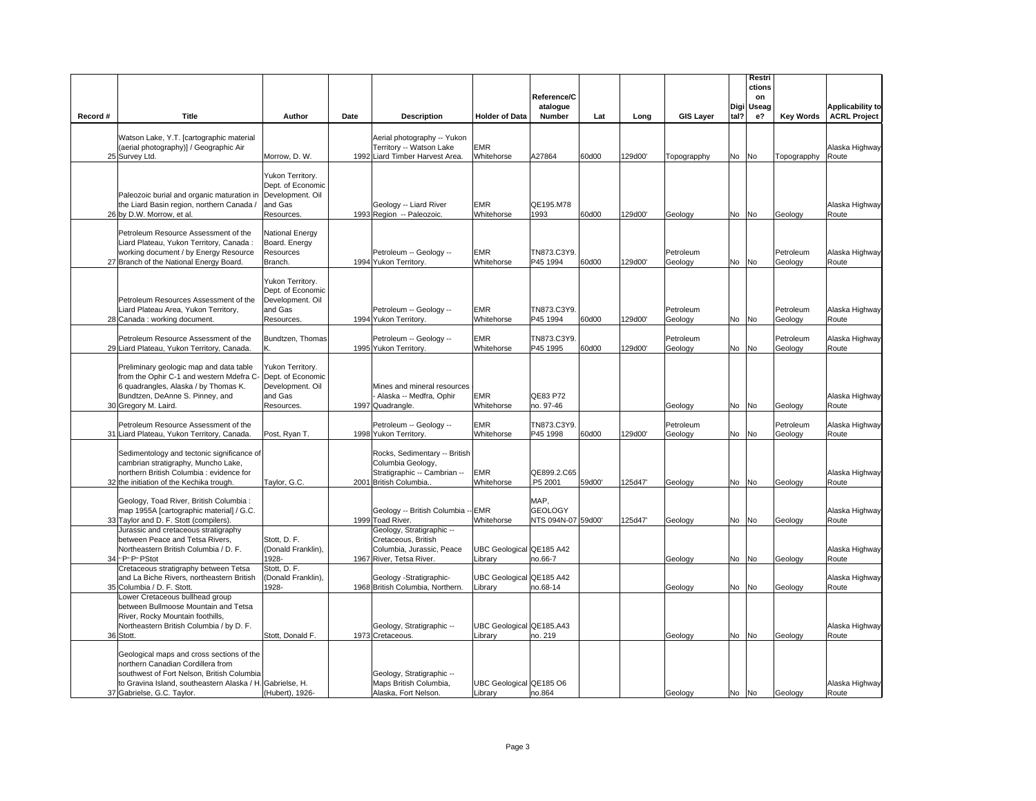| Record # | Title | Author | Date | Description | Holder of Data | Reference/Catalogue Number | Lat | Long | GIS Layer | Digital? | Restrictions on Useage? | Key Words | Applicability to ACRL Project |
|---|---|---|---|---|---|---|---|---|---|---|---|---|---|
| 25 | Watson Lake, Y.T. [cartographic material (aerial photography)] / Geographic Air Survey Ltd. | Morrow, D. W. | 1992 | Aerial photography -- Yukon Territory -- Watson Lake Liard Timber Harvest Area. | EMR Whitehorse | A27864 | 60d00 | 129d00' | Topograpphy | No | No | Topograpphy | Alaska Highway Route |
| 26 | Paleozoic burial and organic maturation in the Liard Basin region, northern Canada / by D.W. Morrow, et al. | Yukon Territory. Dept. of Economic Development. Oil and Gas Resources. | 1993 | Geology -- Liard River Region -- Paleozoic. | EMR Whitehorse | QE195.M78 1993 | 60d00 | 129d00' | Geology | No | No | Geology | Alaska Highway Route |
| 27 | Petroleum Resource Assessment of the Liard Plateau, Yukon Territory, Canada : working document / by Energy Resource Branch of the National Energy Board. | National Energy Board. Energy Resources Branch. | 1994 | Petroleum -- Geology -- Yukon Territory. | EMR Whitehorse | TN873.C3Y9. P45 1994 | 60d00 | 129d00' | Petroleum Geology | No | No | Petroleum Geology | Alaska Highway Route |
| 28 | Petroleum Resources Assessment of the Liard Plateau Area, Yukon Territory, Canada : working document. | Yukon Territory. Dept. of Economic Development. Oil and Gas Resources. | 1994 | Petroleum -- Geology -- Yukon Territory. | EMR Whitehorse | TN873.C3Y9. P45 1994 | 60d00 | 129d00' | Petroleum Geology | No | No | Petroleum Geology | Alaska Highway Route |
| 29 | Petroleum Resource Assessment of the Liard Plateau, Yukon Territory, Canada. | Bundtzen, Thomas K. | 1995 | Petroleum -- Geology -- Yukon Territory. | EMR Whitehorse | TN873.C3Y9. P45 1995 | 60d00 | 129d00' | Petroleum Geology | No | No | Petroleum Geology | Alaska Highway Route |
| 30 | Preliminary geologic map and data table from the Ophir C-1 and western Mdefra C-6 quadrangles, Alaska / by Thomas K. Bundtzen, DeAnne S. Pinney, and Gregory M. Laird. | Yukon Territory. Dept. of Economic Development. Oil and Gas Resources. | 1997 | Mines and mineral resources - Alaska -- Medfra, Ophir Quadrangle. | EMR Whitehorse | QE83 P72 no. 97-46 | | | Geology | No | No | Geology | Alaska Highway Route |
| 31 | Petroleum Resource Assessment of the Liard Plateau, Yukon Territory, Canada. | Post, Ryan T. | 1998 | Petroleum -- Geology -- Yukon Territory. | EMR Whitehorse | TN873.C3Y9. P45 1998 | 60d00 | 129d00' | Petroleum Geology | No | No | Petroleum Geology | Alaska Highway Route |
| 32 | Sedimentology and tectonic significance of cambrian stratigraphy, Muncho Lake, northern British Columbia : evidence for the initiation of the Kechika trough. | Taylor, G.C. | 2001 | Rocks, Sedimentary -- British Columbia Geology, Stratigraphic -- Cambrian -- British Columbia.. | EMR Whitehorse | QE899.2.C65 .P5 2001 | 59d00' | 125d47' | Geology | No | No | Geology | Alaska Highway Route |
| 33 | Geology, Toad River, British Columbia : map 1955A [cartographic material] / G.C. Taylor and D. F. Stott (compilers). | | 1999 | Geology -- British Columbia -- Toad River. | EMR Whitehorse | MAP, GEOLOGY NTS 094N-07 | 59d00' | 125d47' | Geology | No | No | Geology | Alaska Highway Route |
| 34 | Jurassic and cretaceous stratigraphy between Peace and Tetsa Rivers, Northeastern British Columbia / D. F. ~P~P~PStot | Stott, D. F. (Donald Franklin), 1928- | 1967 | Geology, Stratigraphic -- Cretaceous, British Columbia, Jurassic, Peace River, Tetsa River. | UBC Geological Library | QE185 A42 no.66-7 | | | Geology | No | No | Geology | Alaska Highway Route |
| 35 | Cretaceous stratigraphy between Tetsa and La Biche Rivers, northeastern British Columbia / D. F. Stott. | Stott, D. F. (Donald Franklin), 1928- | 1968 | Geology -Stratigraphic- British Columbia, Northern. | UBC Geological Library | QE185 A42 no.68-14 | | | Geology | No | No | Geology | Alaska Highway Route |
| 36 | Lower Cretaceous bullhead group between Bullmoose Mountain and Tetsa River, Rocky Mountain foothills, Northeastern British Columbia / by D. F. Stott. | Stott, Donald F. | 1973 | Geology, Stratigraphic -- Cretaceous. | UBC Geological Library | QE185.A43 no. 219 | | | Geology | No | No | Geology | Alaska Highway Route |
| 37 | Geological maps and cross sections of the northern Canadian Cordillera from southwest of Fort Nelson, British Columbia to Gravina Island, southeastern Alaska / H. Gabrielse, G.C. Taylor. | Gabrielse, H. (Hubert), 1926- | | Geology, Stratigraphic -- Maps British Columbia, Alaska, Fort Nelson. | UBC Geological Library | QE185 O6 no.864 | | | Geology | No | No | Geology | Alaska Highway Route |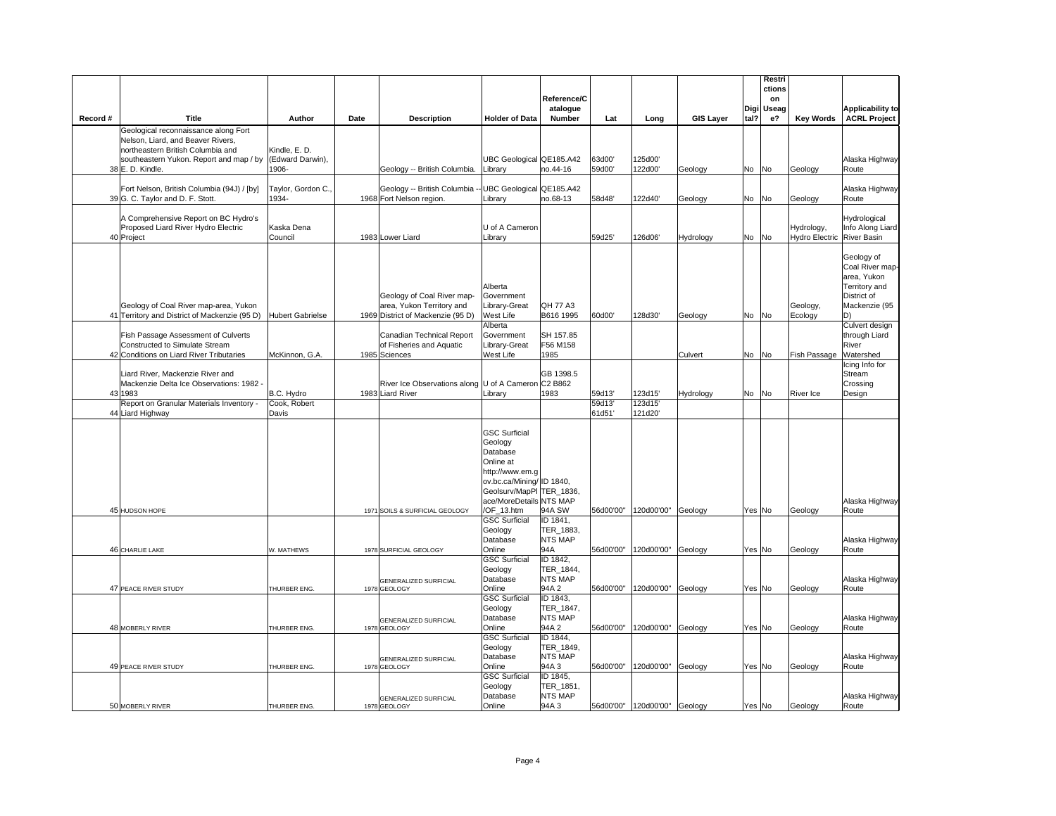| Record # | Title | Author | Date | Description | Holder of Data | Reference/Catalogue Number | Lat | Long | GIS Layer | Digital? | Restrictions on Useage? | Key Words | Applicability to ACRL Project |
|---|---|---|---|---|---|---|---|---|---|---|---|---|---|
| 38 | Geological reconnaissance along Fort Nelson, Liard, and Beaver Rivers, northeastern British Columbia and southeastern Yukon. Report and map / by E. D. Kindle. | Kindle, E. D. (Edward Darwin), 1906- | | Geology -- British Columbia. | UBC Geological Library | QE185.A42 no.44-16 | 63d00' 59d00' | 125d00' 122d00' | Geology | No | No | Geology | Alaska Highway Route |
| 39 | Fort Nelson, British Columbia (94J) / [by] G. C. Taylor and D. F. Stott. | Taylor, Gordon C., 1934- | 1968 | Geology -- British Columbia -- Fort Nelson region. | UBC Geological Library | QE185.A42 no.68-13 | 58d48' | 122d40' | Geology | No | No | Geology | Alaska Highway Route |
| 40 | A Comprehensive Report on BC Hydro's Proposed Liard River Hydro Electric Project | Kaska Dena Council | 1983 | Lower Liard | U of A Cameron Library | | 59d25' | 126d06' | Hydrology | No | No | Hydrology, Hydro Electric | Hydrological Info Along Liard River Basin |
| 41 | Geology of Coal River map-area, Yukon Territory and District of Mackenzie (95 D) | Hubert Gabrielse | 1969 | Geology of Coal River map-area, Yukon Territory and District of Mackenzie (95 D) | Alberta Government Library-Great West Life | QH 77 A3 B616 1995 | 60d00' | 128d30' | Geology | No | No | Geology, Ecology | Geology of Coal River map-area, Yukon Territory and District of Mackenzie (95 D) |
| 42 | Fish Passage Assessment of Culverts Constructed to Simulate Stream Conditions on Liard River Tributaries | McKinnon, G.A. | 1985 | Canadian Technical Report of Fisheries and Aquatic Sciences | Alberta Government Library-Great West Life | SH 157.85 F56 M158 1985 | | | Culvert | No | No | Fish Passage | Culvert design through Liard River Watershed |
| 43 | Liard River, Mackenzie River and Mackenzie Delta Ice Observations: 1982 - 1983 | B.C. Hydro | 1983 | River Ice Observations along Liard River | U of A Cameron Library | GB 1398.5 C2 B862 1983 | 59d13' | 123d15' | Hydrology | No | No | River Ice | Icing Info for Stream Crossing Design |
| 44 | Report on Granular Materials Inventory - Liard Highway | Cook, Robert Davis | | | | | 59d13' 61d51' | 123d15' 121d20' | | | | | |
| 45 | HUDSON HOPE | | 1971 | SOILS & SURFICIAL GEOLOGY | GSC Surficial Geology Database Online at http://www.em.gov.bc.ca/Mining/Geolsurv/MapPlace/MoreDetails/OF_13.htm | ID 1840, TER_1836, NTS MAP 94A SW | 56d00'00" | 120d00'00" | Geology | Yes | No | Geology | Alaska Highway Route |
| 46 | CHARLIE LAKE | W. MATHEWS | 1978 | SURFICIAL GEOLOGY | GSC Surficial Geology Database Online | ID 1841, TER_1883, NTS MAP 94A | 56d00'00" | 120d00'00" | Geology | Yes | No | Geology | Alaska Highway Route |
| 47 | PEACE RIVER STUDY | THURBER ENG. | 1978 | GENERALIZED SURFICIAL GEOLOGY | GSC Surficial Geology Database Online | ID 1842, TER_1844, NTS MAP 94A 2 | 56d00'00" | 120d00'00" | Geology | Yes | No | Geology | Alaska Highway Route |
| 48 | MOBERLY RIVER | THURBER ENG. | 1978 | GENERALIZED SURFICIAL GEOLOGY | GSC Surficial Geology Database Online | ID 1843, TER_1847, NTS MAP 94A 2 | 56d00'00" | 120d00'00" | Geology | Yes | No | Geology | Alaska Highway Route |
| 49 | PEACE RIVER STUDY | THURBER ENG. | 1978 | GENERALIZED SURFICIAL GEOLOGY | GSC Surficial Geology Database Online | ID 1844, TER_1849, NTS MAP 94A 3 | 56d00'00" | 120d00'00" | Geology | Yes | No | Geology | Alaska Highway Route |
| 50 | MOBERLY RIVER | THURBER ENG. | 1978 | GENERALIZED SURFICIAL GEOLOGY | GSC Surficial Geology Database Online | ID 1845, TER_1851, NTS MAP 94A 3 | 56d00'00" | 120d00'00" | Geology | Yes | No | Geology | Alaska Highway Route |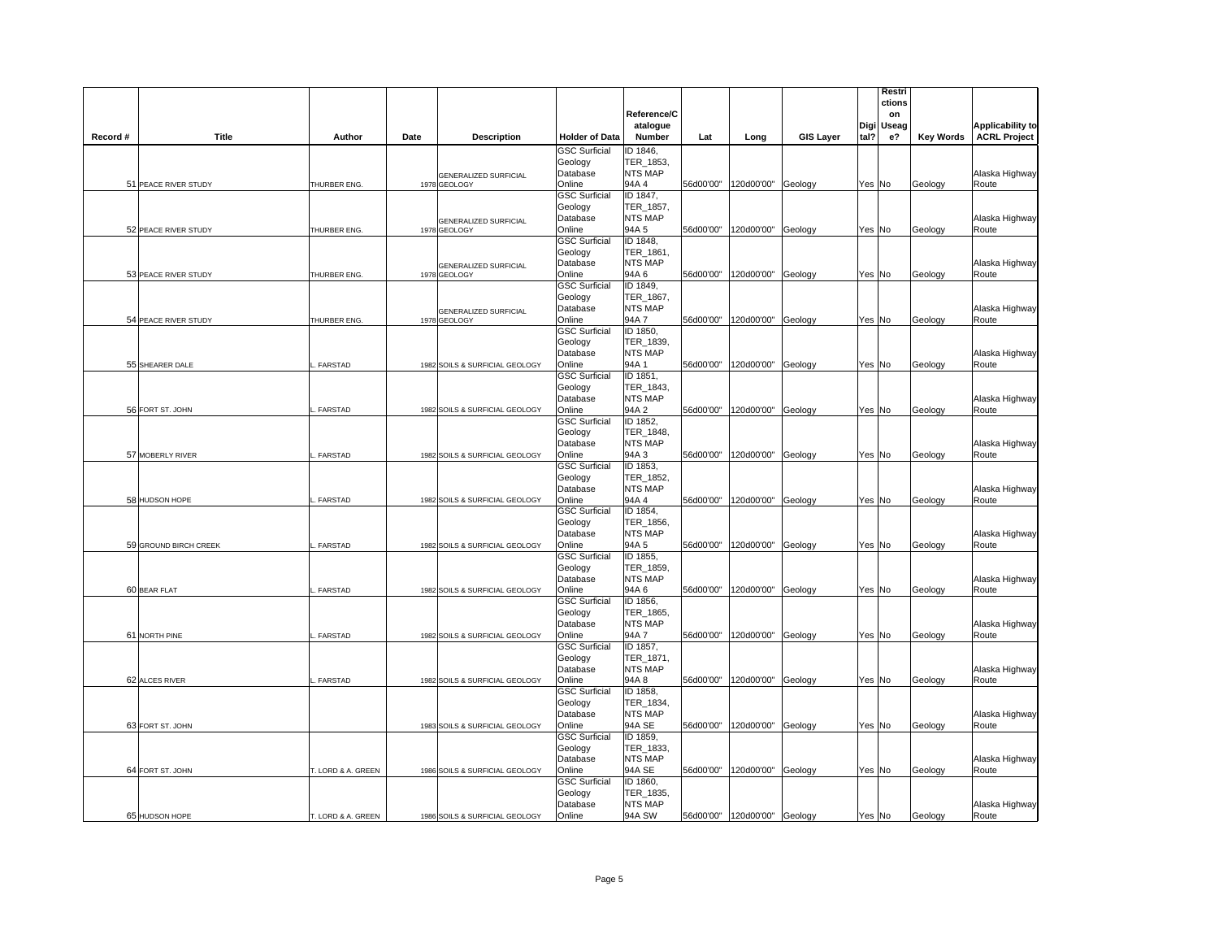| Record # | Title | Author | Date | Description | Holder of Data | Reference/Catalogue Number | Lat | Long | GIS Layer | Digital? | Restrictions on Useage? | Key Words | Applicability to ACRL Project |
|---|---|---|---|---|---|---|---|---|---|---|---|---|---|
| 51 | PEACE RIVER STUDY | THURBER ENG. | 1978 | GENERALIZED SURFICIAL GEOLOGY | GSC Surficial Geology Database Online | ID 1846, TER_1853, NTS MAP 94A 4 | 56d00'00" | 120d00'00" | Geology | Yes | No | Geology | Alaska Highway Route |
| 52 | PEACE RIVER STUDY | THURBER ENG. | 1978 | GENERALIZED SURFICIAL GEOLOGY | GSC Surficial Geology Database Online | ID 1847, TER_1857, NTS MAP 94A 5 | 56d00'00" | 120d00'00" | Geology | Yes | No | Geology | Alaska Highway Route |
| 53 | PEACE RIVER STUDY | THURBER ENG. | 1978 | GENERALIZED SURFICIAL GEOLOGY | GSC Surficial Geology Database Online | ID 1848, TER_1861, NTS MAP 94A 6 | 56d00'00" | 120d00'00" | Geology | Yes | No | Geology | Alaska Highway Route |
| 54 | PEACE RIVER STUDY | THURBER ENG. | 1978 | GENERALIZED SURFICIAL GEOLOGY | GSC Surficial Geology Database Online | ID 1849, TER_1867, NTS MAP 94A 7 | 56d00'00" | 120d00'00" | Geology | Yes | No | Geology | Alaska Highway Route |
| 55 | SHEARER DALE | L. FARSTAD | 1982 | SOILS & SURFICIAL GEOLOGY | GSC Surficial Geology Database Online | ID 1850, TER_1839, NTS MAP 94A 1 | 56d00'00" | 120d00'00" | Geology | Yes | No | Geology | Alaska Highway Route |
| 56 | FORT ST. JOHN | L. FARSTAD | 1982 | SOILS & SURFICIAL GEOLOGY | GSC Surficial Geology Database Online | ID 1851, TER_1843, NTS MAP 94A 2 | 56d00'00" | 120d00'00" | Geology | Yes | No | Geology | Alaska Highway Route |
| 57 | MOBERLY RIVER | L. FARSTAD | 1982 | SOILS & SURFICIAL GEOLOGY | GSC Surficial Geology Database Online | ID 1852, TER_1848, NTS MAP 94A 3 | 56d00'00" | 120d00'00" | Geology | Yes | No | Geology | Alaska Highway Route |
| 58 | HUDSON HOPE | L. FARSTAD | 1982 | SOILS & SURFICIAL GEOLOGY | GSC Surficial Geology Database Online | ID 1853, TER_1852, NTS MAP 94A 4 | 56d00'00" | 120d00'00" | Geology | Yes | No | Geology | Alaska Highway Route |
| 59 | GROUND BIRCH CREEK | L. FARSTAD | 1982 | SOILS & SURFICIAL GEOLOGY | GSC Surficial Geology Database Online | ID 1854, TER_1856, NTS MAP 94A 5 | 56d00'00" | 120d00'00" | Geology | Yes | No | Geology | Alaska Highway Route |
| 60 | BEAR FLAT | L. FARSTAD | 1982 | SOILS & SURFICIAL GEOLOGY | GSC Surficial Geology Database Online | ID 1855, TER_1859, NTS MAP 94A 6 | 56d00'00" | 120d00'00" | Geology | Yes | No | Geology | Alaska Highway Route |
| 61 | NORTH PINE | L. FARSTAD | 1982 | SOILS & SURFICIAL GEOLOGY | GSC Surficial Geology Database Online | ID 1856, TER_1865, NTS MAP 94A 7 | 56d00'00" | 120d00'00" | Geology | Yes | No | Geology | Alaska Highway Route |
| 62 | ALCES RIVER | L. FARSTAD | 1982 | SOILS & SURFICIAL GEOLOGY | GSC Surficial Geology Database Online | ID 1857, TER_1871, NTS MAP 94A 8 | 56d00'00" | 120d00'00" | Geology | Yes | No | Geology | Alaska Highway Route |
| 63 | FORT ST. JOHN | | 1983 | SOILS & SURFICIAL GEOLOGY | GSC Surficial Geology Database Online | ID 1858, TER_1834, NTS MAP 94A SE | 56d00'00" | 120d00'00" | Geology | Yes | No | Geology | Alaska Highway Route |
| 64 | FORT ST. JOHN | T. LORD & A. GREEN | 1986 | SOILS & SURFICIAL GEOLOGY | GSC Surficial Geology Database Online | ID 1859, TER_1833, NTS MAP 94A SE | 56d00'00" | 120d00'00" | Geology | Yes | No | Geology | Alaska Highway Route |
| 65 | HUDSON HOPE | T. LORD & A. GREEN | 1986 | SOILS & SURFICIAL GEOLOGY | GSC Surficial Geology Database Online | ID 1860, TER_1835, NTS MAP 94A SW | 56d00'00" | 120d00'00" | Geology | Yes | No | Geology | Alaska Highway Route |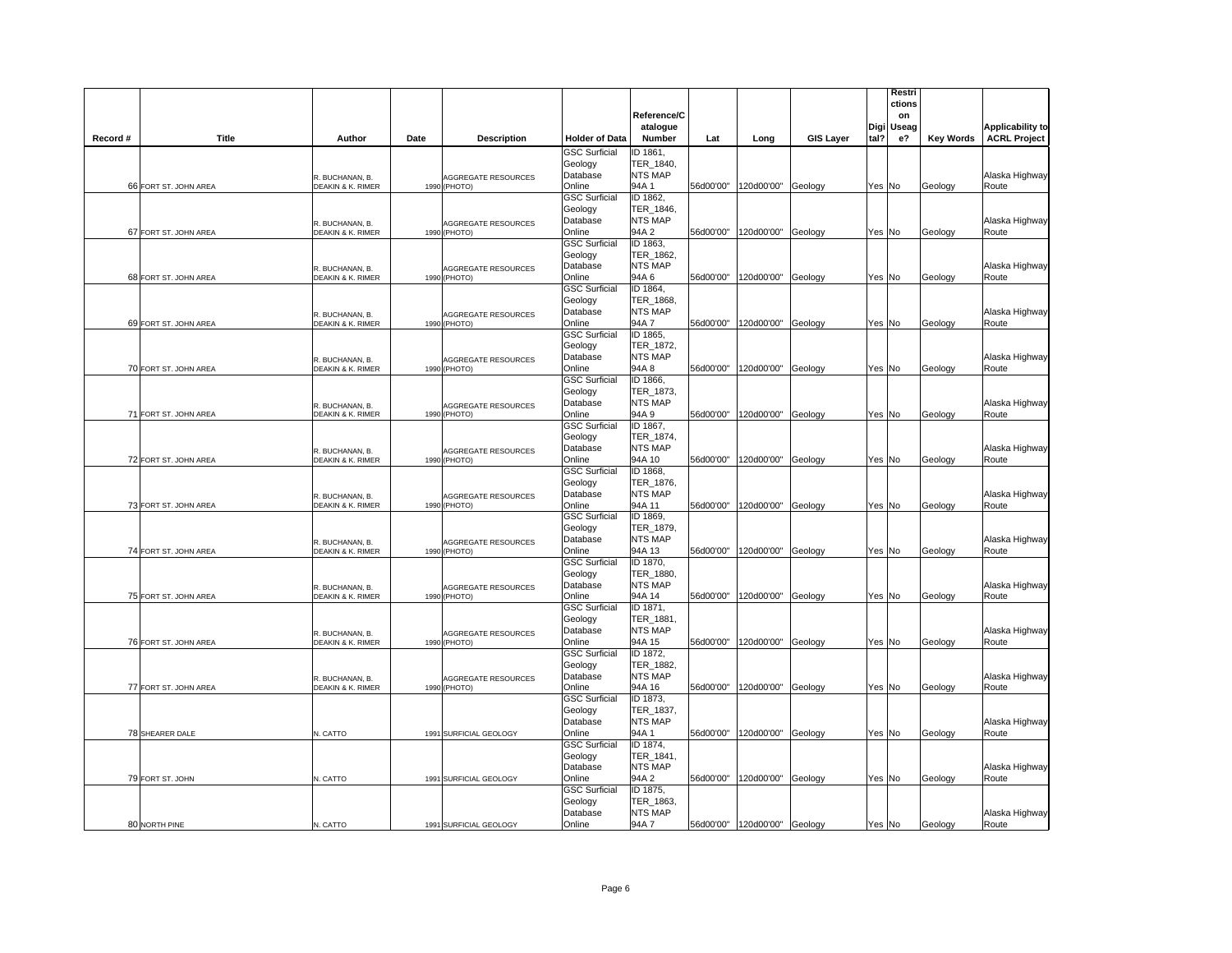| Record # | Title | Author | Date | Description | Holder of Data | Reference/Catalogue Number | Lat | Long | GIS Layer | Digital? | Restrictions on Useage? | Key Words | Applicability to ACRL Project |
|---|---|---|---|---|---|---|---|---|---|---|---|---|---|
| 66 | FORT ST. JOHN AREA | R. BUCHANAN, B. DEAKIN & K. RIMER | 1990 | AGGREGATE RESOURCES (PHOTO) | GSC Surficial Geology Database Online | ID 1861, TER_1840, NTS MAP 94A 1 | 56d00'00" | 120d00'00" | Geology | Yes | No | Geology | Alaska Highway Route |
| 67 | FORT ST. JOHN AREA | R. BUCHANAN, B. DEAKIN & K. RIMER | 1990 | AGGREGATE RESOURCES (PHOTO) | GSC Surficial Geology Database Online | ID 1862, TER_1846, NTS MAP 94A 2 | 56d00'00" | 120d00'00" | Geology | Yes | No | Geology | Alaska Highway Route |
| 68 | FORT ST. JOHN AREA | R. BUCHANAN, B. DEAKIN & K. RIMER | 1990 | AGGREGATE RESOURCES (PHOTO) | GSC Surficial Geology Database Online | ID 1863, TER_1862, NTS MAP 94A 6 | 56d00'00" | 120d00'00" | Geology | Yes | No | Geology | Alaska Highway Route |
| 69 | FORT ST. JOHN AREA | R. BUCHANAN, B. DEAKIN & K. RIMER | 1990 | AGGREGATE RESOURCES (PHOTO) | GSC Surficial Geology Database Online | ID 1864, TER_1868, NTS MAP 94A 7 | 56d00'00" | 120d00'00" | Geology | Yes | No | Geology | Alaska Highway Route |
| 70 | FORT ST. JOHN AREA | R. BUCHANAN, B. DEAKIN & K. RIMER | 1990 | AGGREGATE RESOURCES (PHOTO) | GSC Surficial Geology Database Online | ID 1865, TER_1872, NTS MAP 94A 8 | 56d00'00" | 120d00'00" | Geology | Yes | No | Geology | Alaska Highway Route |
| 71 | FORT ST. JOHN AREA | R. BUCHANAN, B. DEAKIN & K. RIMER | 1990 | AGGREGATE RESOURCES (PHOTO) | GSC Surficial Geology Database Online | ID 1866, TER_1873, NTS MAP 94A 9 | 56d00'00" | 120d00'00" | Geology | Yes | No | Geology | Alaska Highway Route |
| 72 | FORT ST. JOHN AREA | R. BUCHANAN, B. DEAKIN & K. RIMER | 1990 | AGGREGATE RESOURCES (PHOTO) | GSC Surficial Geology Database Online | ID 1867, TER_1874, NTS MAP 94A 10 | 56d00'00" | 120d00'00" | Geology | Yes | No | Geology | Alaska Highway Route |
| 73 | FORT ST. JOHN AREA | R. BUCHANAN, B. DEAKIN & K. RIMER | 1990 | AGGREGATE RESOURCES (PHOTO) | GSC Surficial Geology Database Online | ID 1868, TER_1876, NTS MAP 94A 11 | 56d00'00" | 120d00'00" | Geology | Yes | No | Geology | Alaska Highway Route |
| 74 | FORT ST. JOHN AREA | R. BUCHANAN, B. DEAKIN & K. RIMER | 1990 | AGGREGATE RESOURCES (PHOTO) | GSC Surficial Geology Database Online | ID 1869, TER_1879, NTS MAP 94A 13 | 56d00'00" | 120d00'00" | Geology | Yes | No | Geology | Alaska Highway Route |
| 75 | FORT ST. JOHN AREA | R. BUCHANAN, B. DEAKIN & K. RIMER | 1990 | AGGREGATE RESOURCES (PHOTO) | GSC Surficial Geology Database Online | ID 1870, TER_1880, NTS MAP 94A 14 | 56d00'00" | 120d00'00" | Geology | Yes | No | Geology | Alaska Highway Route |
| 76 | FORT ST. JOHN AREA | R. BUCHANAN, B. DEAKIN & K. RIMER | 1990 | AGGREGATE RESOURCES (PHOTO) | GSC Surficial Geology Database Online | ID 1871, TER_1881, NTS MAP 94A 15 | 56d00'00" | 120d00'00" | Geology | Yes | No | Geology | Alaska Highway Route |
| 77 | FORT ST. JOHN AREA | R. BUCHANAN, B. DEAKIN & K. RIMER | 1990 | AGGREGATE RESOURCES (PHOTO) | GSC Surficial Geology Database Online | ID 1872, TER_1882, NTS MAP 94A 16 | 56d00'00" | 120d00'00" | Geology | Yes | No | Geology | Alaska Highway Route |
| 78 | SHEARER DALE | N. CATTO | 1991 | SURFICIAL GEOLOGY | GSC Surficial Geology Database Online | ID 1873, TER_1837, NTS MAP 94A 1 | 56d00'00" | 120d00'00" | Geology | Yes | No | Geology | Alaska Highway Route |
| 79 | FORT ST. JOHN | N. CATTO | 1991 | SURFICIAL GEOLOGY | GSC Surficial Geology Database Online | ID 1874, TER_1841, NTS MAP 94A 2 | 56d00'00" | 120d00'00" | Geology | Yes | No | Geology | Alaska Highway Route |
| 80 | NORTH PINE | N. CATTO | 1991 | SURFICIAL GEOLOGY | GSC Surficial Geology Database Online | ID 1875, TER_1863, NTS MAP 94A 7 | 56d00'00" | 120d00'00" | Geology | Yes | No | Geology | Alaska Highway Route |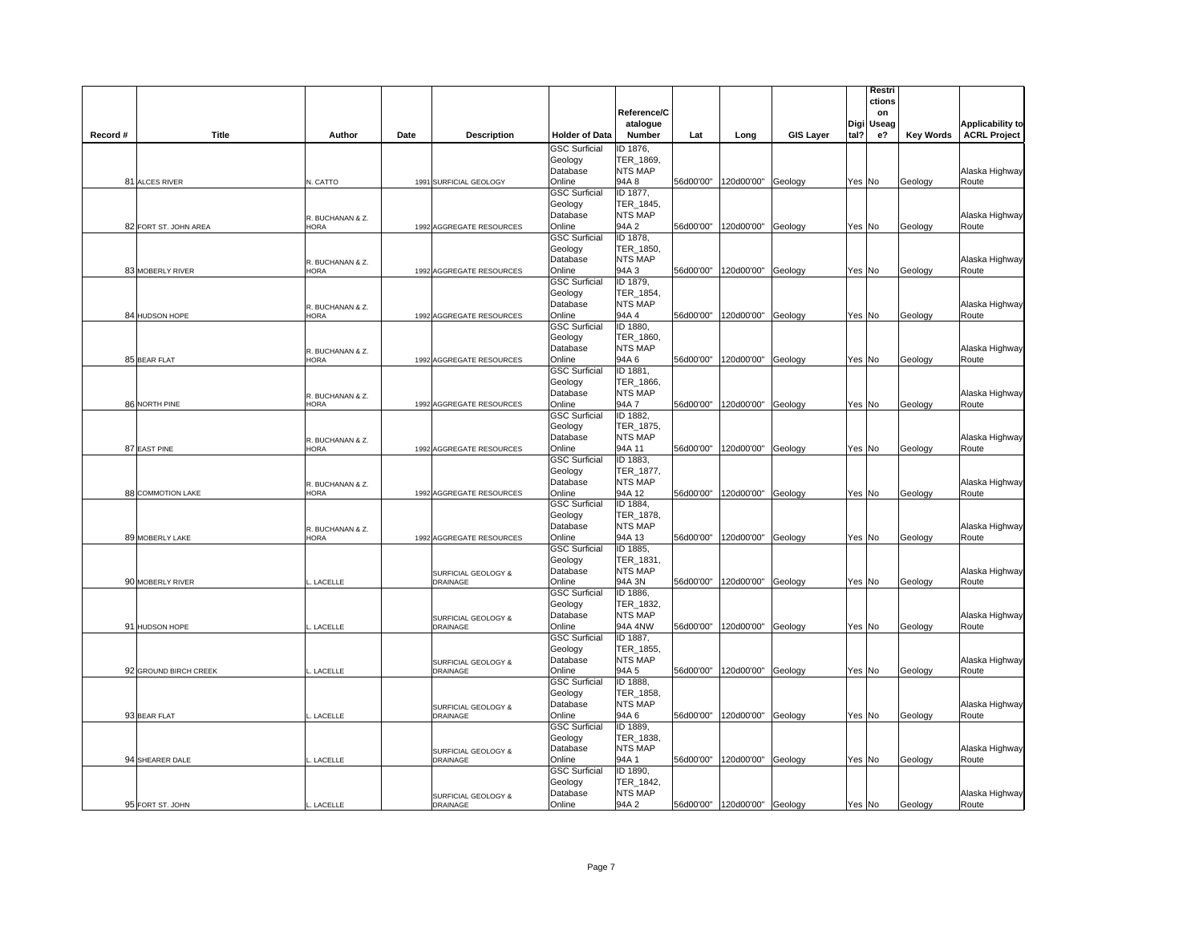| Record # | Title | Author | Date | Description | Holder of Data | Reference/Catalogue Number | Lat | Long | GIS Layer | Digital? | Restrictions on Usage? | Key Words | Applicability to ACRL Project |
|---|---|---|---|---|---|---|---|---|---|---|---|---|---|
| 81 | ALCES RIVER | N. CATTO | 1991 | SURFICIAL GEOLOGY | GSC Surficial Geology Database Online | ID 1876, TER_1869, NTS MAP 94A 8 | 56d00'00" | 120d00'00" | Geology | Yes | No | Geology | Alaska Highway Route |
| 82 | FORT ST. JOHN AREA | R. BUCHANAN & Z. HORA | 1992 | AGGREGATE RESOURCES | GSC Surficial Geology Database Online | ID 1877, TER_1845, NTS MAP 94A 2 | 56d00'00" | 120d00'00" | Geology | Yes | No | Geology | Alaska Highway Route |
| 83 | MOBERLY RIVER | R. BUCHANAN & Z. HORA | 1992 | AGGREGATE RESOURCES | GSC Surficial Geology Database Online | ID 1878, TER_1850, NTS MAP 94A 3 | 56d00'00" | 120d00'00" | Geology | Yes | No | Geology | Alaska Highway Route |
| 84 | HUDSON HOPE | R. BUCHANAN & Z. HORA | 1992 | AGGREGATE RESOURCES | GSC Surficial Geology Database Online | ID 1879, TER_1854, NTS MAP 94A 4 | 56d00'00" | 120d00'00" | Geology | Yes | No | Geology | Alaska Highway Route |
| 85 | BEAR FLAT | R. BUCHANAN & Z. HORA | 1992 | AGGREGATE RESOURCES | GSC Surficial Geology Database Online | ID 1880, TER_1860, NTS MAP 94A 6 | 56d00'00" | 120d00'00" | Geology | Yes | No | Geology | Alaska Highway Route |
| 86 | NORTH PINE | R. BUCHANAN & Z. HORA | 1992 | AGGREGATE RESOURCES | GSC Surficial Geology Database Online | ID 1881, TER_1866, NTS MAP 94A 7 | 56d00'00" | 120d00'00" | Geology | Yes | No | Geology | Alaska Highway Route |
| 87 | EAST PINE | R. BUCHANAN & Z. HORA | 1992 | AGGREGATE RESOURCES | GSC Surficial Geology Database Online | ID 1882, TER_1875, NTS MAP 94A 11 | 56d00'00" | 120d00'00" | Geology | Yes | No | Geology | Alaska Highway Route |
| 88 | COMMOTION LAKE | R. BUCHANAN & Z. HORA | 1992 | AGGREGATE RESOURCES | GSC Surficial Geology Database Online | ID 1883, TER_1877, NTS MAP 94A 12 | 56d00'00" | 120d00'00" | Geology | Yes | No | Geology | Alaska Highway Route |
| 89 | MOBERLY LAKE | R. BUCHANAN & Z. HORA | 1992 | AGGREGATE RESOURCES | GSC Surficial Geology Database Online | ID 1884, TER_1878, NTS MAP 94A 13 | 56d00'00" | 120d00'00" | Geology | Yes | No | Geology | Alaska Highway Route |
| 90 | MOBERLY RIVER | L. LACELLE | | SURFICIAL GEOLOGY & DRAINAGE | GSC Surficial Geology Database Online | ID 1885, TER_1831, NTS MAP 94A 3N | 56d00'00" | 120d00'00" | Geology | Yes | No | Geology | Alaska Highway Route |
| 91 | HUDSON HOPE | L. LACELLE | | SURFICIAL GEOLOGY & DRAINAGE | GSC Surficial Geology Database Online | ID 1886, TER_1832, NTS MAP 94A 4NW | 56d00'00" | 120d00'00" | Geology | Yes | No | Geology | Alaska Highway Route |
| 92 | GROUND BIRCH CREEK | L. LACELLE | | SURFICIAL GEOLOGY & DRAINAGE | GSC Surficial Geology Database Online | ID 1887, TER_1855, NTS MAP 94A 5 | 56d00'00" | 120d00'00" | Geology | Yes | No | Geology | Alaska Highway Route |
| 93 | BEAR FLAT | L. LACELLE | | SURFICIAL GEOLOGY & DRAINAGE | GSC Surficial Geology Database Online | ID 1888, TER_1858, NTS MAP 94A 6 | 56d00'00" | 120d00'00" | Geology | Yes | No | Geology | Alaska Highway Route |
| 94 | SHEARER DALE | L. LACELLE | | SURFICIAL GEOLOGY & DRAINAGE | GSC Surficial Geology Database Online | ID 1889, TER_1838, NTS MAP 94A 1 | 56d00'00" | 120d00'00" | Geology | Yes | No | Geology | Alaska Highway Route |
| 95 | FORT ST. JOHN | L. LACELLE | | SURFICIAL GEOLOGY & DRAINAGE | GSC Surficial Geology Database Online | ID 1890, TER_1842, NTS MAP 94A 2 | 56d00'00" | 120d00'00" | Geology | Yes | No | Geology | Alaska Highway Route |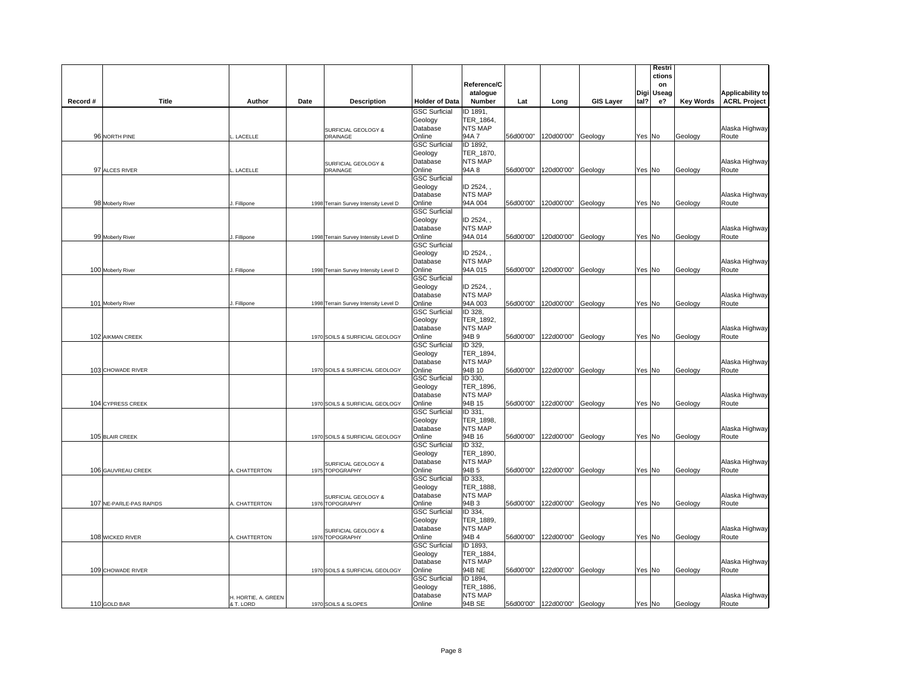| Record # | Title | Author | Date | Description | Holder of Data | Reference/Catalogue Number | Lat | Long | GIS Layer | Digital? | Restrictions on Usage? | Key Words | Applicability to ACRL Project |
|---|---|---|---|---|---|---|---|---|---|---|---|---|---|
| 96 | NORTH PINE | L. LACELLE | | SURFICIAL GEOLOGY & DRAINAGE | GSC Surficial Geology Database Online | ID 1891, TER_1864, NTS MAP 94A 7 | 56d00'00" | 120d00'00" | Geology | Yes | No | Geology | Alaska Highway Route |
| 97 | ALCES RIVER | L. LACELLE | | SURFICIAL GEOLOGY & DRAINAGE | GSC Surficial Geology Database Online | ID 1892, TER_1870, NTS MAP 94A 8 | 56d00'00" | 120d00'00" | Geology | Yes | No | Geology | Alaska Highway Route |
| 98 | Moberly River | J. Fillipone | 1998 | Terrain Survey Intensity Level D | GSC Surficial Geology Database Online | ID 2524, , NTS MAP 94A 004 | 56d00'00" | 120d00'00" | Geology | Yes | No | Geology | Alaska Highway Route |
| 99 | Moberly River | J. Fillipone | 1998 | Terrain Survey Intensity Level D | GSC Surficial Geology Database Online | ID 2524, , NTS MAP 94A 014 | 56d00'00" | 120d00'00" | Geology | Yes | No | Geology | Alaska Highway Route |
| 100 | Moberly River | J. Fillipone | 1998 | Terrain Survey Intensity Level D | GSC Surficial Geology Database Online | ID 2524, , NTS MAP 94A 015 | 56d00'00" | 120d00'00" | Geology | Yes | No | Geology | Alaska Highway Route |
| 101 | Moberly River | J. Fillipone | 1998 | Terrain Survey Intensity Level D | GSC Surficial Geology Database Online | ID 2524, , NTS MAP 94A 003 | 56d00'00" | 120d00'00" | Geology | Yes | No | Geology | Alaska Highway Route |
| 102 | AIKMAN CREEK | | 1970 | SOILS & SURFICIAL GEOLOGY | GSC Surficial Geology Database Online | ID 328, TER_1892, NTS MAP 94B 9 | 56d00'00" | 122d00'00" | Geology | Yes | No | Geology | Alaska Highway Route |
| 103 | CHOWADE RIVER | | 1970 | SOILS & SURFICIAL GEOLOGY | GSC Surficial Geology Database Online | ID 329, TER_1894, NTS MAP 94B 10 | 56d00'00" | 122d00'00" | Geology | Yes | No | Geology | Alaska Highway Route |
| 104 | CYPRESS CREEK | | 1970 | SOILS & SURFICIAL GEOLOGY | GSC Surficial Geology Database Online | ID 330, TER_1896, NTS MAP 94B 15 | 56d00'00" | 122d00'00" | Geology | Yes | No | Geology | Alaska Highway Route |
| 105 | BLAIR CREEK | | 1970 | SOILS & SURFICIAL GEOLOGY | GSC Surficial Geology Database Online | ID 331, TER_1898, NTS MAP 94B 16 | 56d00'00" | 122d00'00" | Geology | Yes | No | Geology | Alaska Highway Route |
| 106 | GAUVREAU CREEK | A. CHATTERTON | 1975 | SURFICIAL GEOLOGY & TOPOGRAPHY | GSC Surficial Geology Database Online | ID 332, TER_1890, NTS MAP 94B 5 | 56d00'00" | 122d00'00" | Geology | Yes | No | Geology | Alaska Highway Route |
| 107 | NE-PARLE-PAS RAPIDS | A. CHATTERTON | 1976 | SURFICIAL GEOLOGY & TOPOGRAPHY | GSC Surficial Geology Database Online | ID 333, TER_1888, NTS MAP 94B 3 | 56d00'00" | 122d00'00" | Geology | Yes | No | Geology | Alaska Highway Route |
| 108 | WICKED RIVER | A. CHATTERTON | 1976 | SURFICIAL GEOLOGY & TOPOGRAPHY | GSC Surficial Geology Database Online | ID 334, TER_1889, NTS MAP 94B 4 | 56d00'00" | 122d00'00" | Geology | Yes | No | Geology | Alaska Highway Route |
| 109 | CHOWADE RIVER | | 1970 | SOILS & SURFICIAL GEOLOGY | GSC Surficial Geology Database Online | ID 1893, TER_1884, NTS MAP 94B NE | 56d00'00" | 122d00'00" | Geology | Yes | No | Geology | Alaska Highway Route |
| 110 | GOLD BAR | H. HORTIE, A. GREEN & T. LORD | 1970 | SOILS & SLOPES | GSC Surficial Geology Database Online | ID 1894, TER_1886, NTS MAP 94B SE | 56d00'00" | 122d00'00" | Geology | Yes | No | Geology | Alaska Highway Route |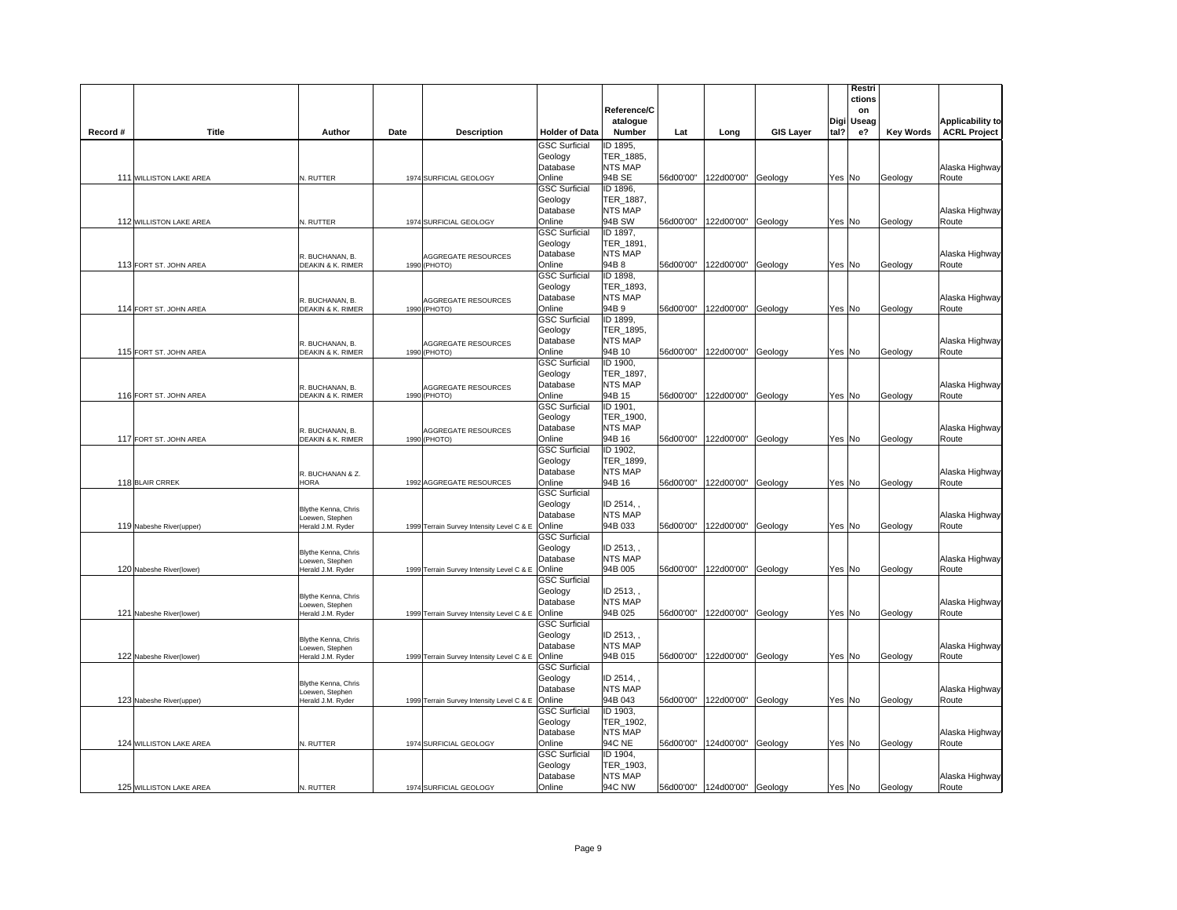| Record # | Title | Author | Date | Description | Holder of Data | Reference/Catalogue Number | Lat | Long | GIS Layer | Digital? | Restrictions on Useage? | Key Words | Applicability to ACRL Project |
|---|---|---|---|---|---|---|---|---|---|---|---|---|---|
| 111 | WILLISTON LAKE AREA | N. RUTTER | 1974 | SURFICIAL GEOLOGY | GSC Surficial Geology Database Online | ID 1895, TER_1885, NTS MAP 94B SE | 56d00'00" | 122d00'00" | Geology | Yes | No | Geology | Alaska Highway Route |
| 112 | WILLISTON LAKE AREA | N. RUTTER | 1974 | SURFICIAL GEOLOGY | GSC Surficial Geology Database Online | ID 1896, TER_1887, NTS MAP 94B SW | 56d00'00" | 122d00'00" | Geology | Yes | No | Geology | Alaska Highway Route |
| 113 | FORT ST. JOHN AREA | R. BUCHANAN, B. DEAKIN & K. RIMER | 1990 | AGGREGATE RESOURCES (PHOTO) | GSC Surficial Geology Database Online | ID 1897, TER_1891, NTS MAP 94B 8 | 56d00'00" | 122d00'00" | Geology | Yes | No | Geology | Alaska Highway Route |
| 114 | FORT ST. JOHN AREA | R. BUCHANAN, B. DEAKIN & K. RIMER | 1990 | AGGREGATE RESOURCES (PHOTO) | GSC Surficial Geology Database Online | ID 1898, TER_1893, NTS MAP 94B 9 | 56d00'00" | 122d00'00" | Geology | Yes | No | Geology | Alaska Highway Route |
| 115 | FORT ST. JOHN AREA | R. BUCHANAN, B. DEAKIN & K. RIMER | 1990 | AGGREGATE RESOURCES (PHOTO) | GSC Surficial Geology Database Online | ID 1899, TER_1895, NTS MAP 94B 10 | 56d00'00" | 122d00'00" | Geology | Yes | No | Geology | Alaska Highway Route |
| 116 | FORT ST. JOHN AREA | R. BUCHANAN, B. DEAKIN & K. RIMER | 1990 | AGGREGATE RESOURCES (PHOTO) | GSC Surficial Geology Database Online | ID 1900, TER_1897, NTS MAP 94B 15 | 56d00'00" | 122d00'00" | Geology | Yes | No | Geology | Alaska Highway Route |
| 117 | FORT ST. JOHN AREA | R. BUCHANAN, B. DEAKIN & K. RIMER | 1990 | AGGREGATE RESOURCES (PHOTO) | GSC Surficial Geology Database Online | ID 1901, TER_1900, NTS MAP 94B 16 | 56d00'00" | 122d00'00" | Geology | Yes | No | Geology | Alaska Highway Route |
| 118 | BLAIR CRREK | R. BUCHANAN & Z. HORA | 1992 | AGGREGATE RESOURCES | GSC Surficial Geology Database Online | ID 1902, TER_1899, NTS MAP 94B 16 | 56d00'00" | 122d00'00" | Geology | Yes | No | Geology | Alaska Highway Route |
| 119 | Nabeshe River(upper) | Blythe Kenna, Chris Loewen, Stephen Herald J.M. Ryder | 1999 | Terrain Survey Intensity Level C & E | GSC Surficial Geology Database Online | ID 2514, , NTS MAP 94B 033 | 56d00'00" | 122d00'00" | Geology | Yes | No | Geology | Alaska Highway Route |
| 120 | Nabeshe River(lower) | Blythe Kenna, Chris Loewen, Stephen Herald J.M. Ryder | 1999 | Terrain Survey Intensity Level C & E | GSC Surficial Geology Database Online | ID 2513, , NTS MAP 94B 005 | 56d00'00" | 122d00'00" | Geology | Yes | No | Geology | Alaska Highway Route |
| 121 | Nabeshe River(lower) | Blythe Kenna, Chris Loewen, Stephen Herald J.M. Ryder | 1999 | Terrain Survey Intensity Level C & E | GSC Surficial Geology Database Online | ID 2513, , NTS MAP 94B 025 | 56d00'00" | 122d00'00" | Geology | Yes | No | Geology | Alaska Highway Route |
| 122 | Nabeshe River(lower) | Blythe Kenna, Chris Loewen, Stephen Herald J.M. Ryder | 1999 | Terrain Survey Intensity Level C & E | GSC Surficial Geology Database Online | ID 2513, , NTS MAP 94B 015 | 56d00'00" | 122d00'00" | Geology | Yes | No | Geology | Alaska Highway Route |
| 123 | Nabeshe River(upper) | Blythe Kenna, Chris Loewen, Stephen Herald J.M. Ryder | 1999 | Terrain Survey Intensity Level C & E | GSC Surficial Geology Database Online | ID 2514, , NTS MAP 94B 043 | 56d00'00" | 122d00'00" | Geology | Yes | No | Geology | Alaska Highway Route |
| 124 | WILLISTON LAKE AREA | N. RUTTER | 1974 | SURFICIAL GEOLOGY | GSC Surficial Geology Database Online | ID 1903, TER_1902, NTS MAP 94C NE | 56d00'00" | 124d00'00" | Geology | Yes | No | Geology | Alaska Highway Route |
| 125 | WILLISTON LAKE AREA | N. RUTTER | 1974 | SURFICIAL GEOLOGY | GSC Surficial Geology Database Online | ID 1904, TER_1903, NTS MAP 94C NW | 56d00'00" | 124d00'00" | Geology | Yes | No | Geology | Alaska Highway Route |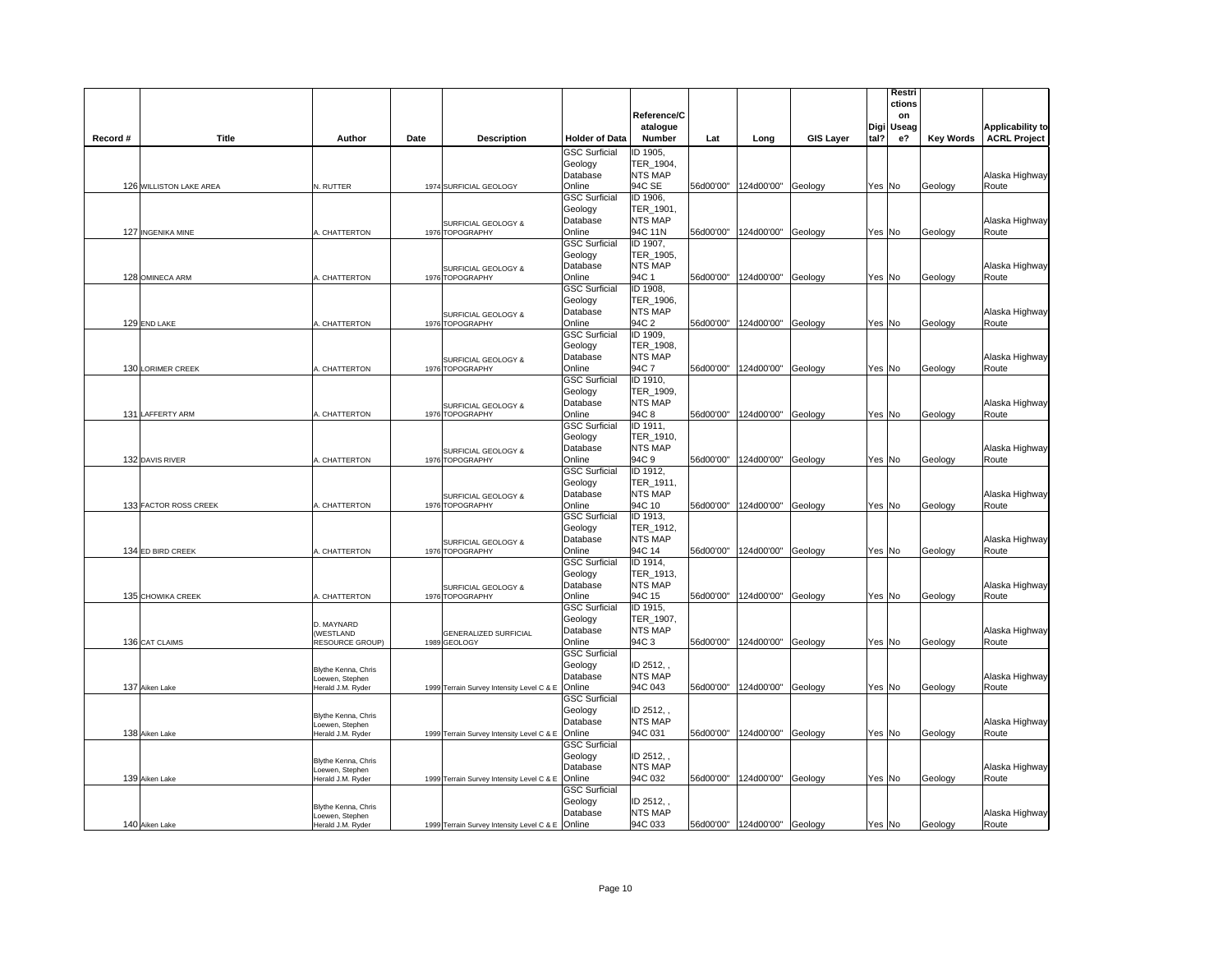| Record # | Title | Author | Date | Description | Holder of Data | Reference/Catalogue Number | Lat | Long | GIS Layer | Digital? | Restrictions on Usage? | Key Words | Applicability to ACRL Project |
|---|---|---|---|---|---|---|---|---|---|---|---|---|---|
| 126 | WILLISTON LAKE AREA | N. RUTTER | 1974 | SURFICIAL GEOLOGY | GSC Surficial Geology Database Online | ID 1905, TER_1904, NTS MAP 94C SE | 56d00'00" | 124d00'00" | Geology | Yes | No | Geology | Alaska Highway Route |
| 127 | INGENIKA MINE | A. CHATTERTON | 1976 | SURFICIAL GEOLOGY & TOPOGRAPHY | GSC Surficial Geology Database Online | ID 1906, TER_1901, NTS MAP 94C 11N | 56d00'00" | 124d00'00" | Geology | Yes | No | Geology | Alaska Highway Route |
| 128 | OMINECA ARM | A. CHATTERTON | 1976 | SURFICIAL GEOLOGY & TOPOGRAPHY | GSC Surficial Geology Database Online | ID 1907, TER_1905, NTS MAP 94C 1 | 56d00'00" | 124d00'00" | Geology | Yes | No | Geology | Alaska Highway Route |
| 129 | END LAKE | A. CHATTERTON | 1976 | SURFICIAL GEOLOGY & TOPOGRAPHY | GSC Surficial Geology Database Online | ID 1908, TER_1906, NTS MAP 94C 2 | 56d00'00" | 124d00'00" | Geology | Yes | No | Geology | Alaska Highway Route |
| 130 | LORIMER CREEK | A. CHATTERTON | 1976 | SURFICIAL GEOLOGY & TOPOGRAPHY | GSC Surficial Geology Database Online | ID 1909, TER_1908, NTS MAP 94C 7 | 56d00'00" | 124d00'00" | Geology | Yes | No | Geology | Alaska Highway Route |
| 131 | LAFFERTY ARM | A. CHATTERTON | 1976 | SURFICIAL GEOLOGY & TOPOGRAPHY | GSC Surficial Geology Database Online | ID 1910, TER_1909, NTS MAP 94C 8 | 56d00'00" | 124d00'00" | Geology | Yes | No | Geology | Alaska Highway Route |
| 132 | DAVIS RIVER | A. CHATTERTON | 1976 | SURFICIAL GEOLOGY & TOPOGRAPHY | GSC Surficial Geology Database Online | ID 1911, TER_1910, NTS MAP 94C 9 | 56d00'00" | 124d00'00" | Geology | Yes | No | Geology | Alaska Highway Route |
| 133 | FACTOR ROSS CREEK | A. CHATTERTON | 1976 | SURFICIAL GEOLOGY & TOPOGRAPHY | GSC Surficial Geology Database Online | ID 1912, TER_1911, NTS MAP 94C 10 | 56d00'00" | 124d00'00" | Geology | Yes | No | Geology | Alaska Highway Route |
| 134 | ED BIRD CREEK | A. CHATTERTON | 1976 | SURFICIAL GEOLOGY & TOPOGRAPHY | GSC Surficial Geology Database Online | ID 1913, TER_1912, NTS MAP 94C 14 | 56d00'00" | 124d00'00" | Geology | Yes | No | Geology | Alaska Highway Route |
| 135 | CHOWIKA CREEK | A. CHATTERTON | 1976 | SURFICIAL GEOLOGY & TOPOGRAPHY | GSC Surficial Geology Database Online | ID 1914, TER_1913, NTS MAP 94C 15 | 56d00'00" | 124d00'00" | Geology | Yes | No | Geology | Alaska Highway Route |
| 136 | CAT CLAIMS | D. MAYNARD (WESTLAND RESOURCE GROUP) | 1989 | GENERALIZED SURFICIAL GEOLOGY | GSC Surficial Geology Database Online | ID 1915, TER_1907, NTS MAP 94C 3 | 56d00'00" | 124d00'00" | Geology | Yes | No | Geology | Alaska Highway Route |
| 137 | Aiken Lake | Blythe Kenna, Chris Loewen, Stephen Herald J.M. Ryder | 1999 | Terrain Survey Intensity Level C & E | GSC Surficial Geology Database Online | ID 2512, , NTS MAP 94C 043 | 56d00'00" | 124d00'00" | Geology | Yes | No | Geology | Alaska Highway Route |
| 138 | Aiken Lake | Blythe Kenna, Chris Loewen, Stephen Herald J.M. Ryder | 1999 | Terrain Survey Intensity Level C & E | GSC Surficial Geology Database Online | ID 2512, , NTS MAP 94C 031 | 56d00'00" | 124d00'00" | Geology | Yes | No | Geology | Alaska Highway Route |
| 139 | Aiken Lake | Blythe Kenna, Chris Loewen, Stephen Herald J.M. Ryder | 1999 | Terrain Survey Intensity Level C & E | GSC Surficial Geology Database Online | ID 2512, , NTS MAP 94C 032 | 56d00'00" | 124d00'00" | Geology | Yes | No | Geology | Alaska Highway Route |
| 140 | Aiken Lake | Blythe Kenna, Chris Loewen, Stephen Herald J.M. Ryder | 1999 | Terrain Survey Intensity Level C & E | GSC Surficial Geology Database Online | ID 2512, , NTS MAP 94C 033 | 56d00'00" | 124d00'00" | Geology | Yes | No | Geology | Alaska Highway Route |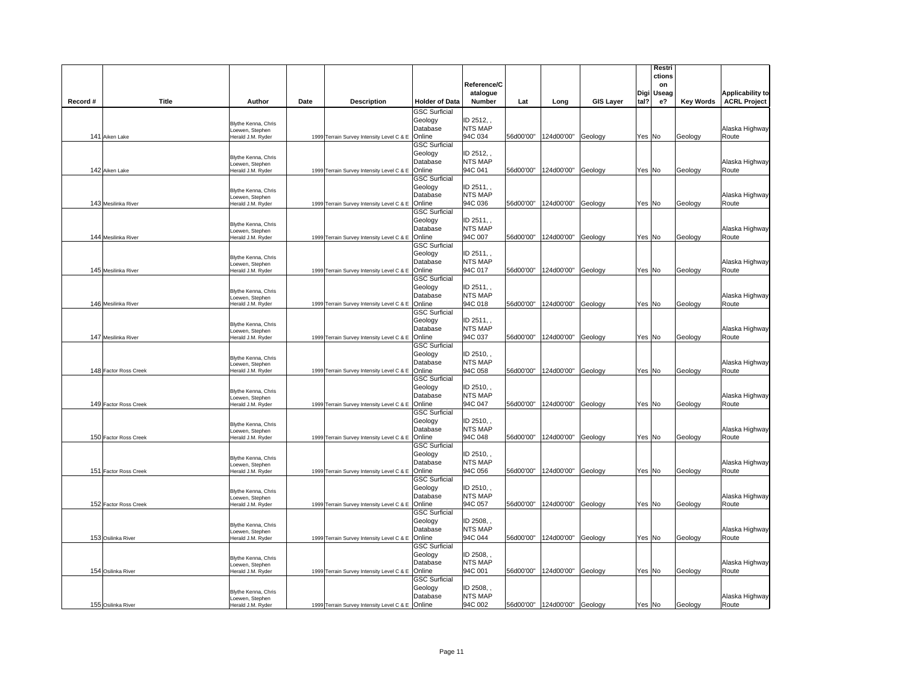| Record # | Title | Author | Date | Description | Holder of Data | Reference/Catalogue Number | Lat | Long | GIS Layer | Digital? | Restrictions on Useage? | Key Words | Applicability to ACRL Project |
|---|---|---|---|---|---|---|---|---|---|---|---|---|---|
| 141 | Aiken Lake | Blythe Kenna, Chris Loewen, Stephen Herald J.M. Ryder | 1999 | Terrain Survey Intensity Level C & E | GSC Surficial Geology Database Online | ID 2512, , NTS MAP 94C 034 | 56d00'00" | 124d00'00" | Geology | Yes | No | Geology | Alaska Highway Route |
| 142 | Aiken Lake | Blythe Kenna, Chris Loewen, Stephen Herald J.M. Ryder | 1999 | Terrain Survey Intensity Level C & E | GSC Surficial Geology Database Online | ID 2512, , NTS MAP 94C 041 | 56d00'00" | 124d00'00" | Geology | Yes | No | Geology | Alaska Highway Route |
| 143 | Mesilinka River | Blythe Kenna, Chris Loewen, Stephen Herald J.M. Ryder | 1999 | Terrain Survey Intensity Level C & E | GSC Surficial Geology Database Online | ID 2511, , NTS MAP 94C 036 | 56d00'00" | 124d00'00" | Geology | Yes | No | Geology | Alaska Highway Route |
| 144 | Mesilinka River | Blythe Kenna, Chris Loewen, Stephen Herald J.M. Ryder | 1999 | Terrain Survey Intensity Level C & E | GSC Surficial Geology Database Online | ID 2511, , NTS MAP 94C 007 | 56d00'00" | 124d00'00" | Geology | Yes | No | Geology | Alaska Highway Route |
| 145 | Mesilinka River | Blythe Kenna, Chris Loewen, Stephen Herald J.M. Ryder | 1999 | Terrain Survey Intensity Level C & E | GSC Surficial Geology Database Online | ID 2511, , NTS MAP 94C 017 | 56d00'00" | 124d00'00" | Geology | Yes | No | Geology | Alaska Highway Route |
| 146 | Mesilinka River | Blythe Kenna, Chris Loewen, Stephen Herald J.M. Ryder | 1999 | Terrain Survey Intensity Level C & E | GSC Surficial Geology Database Online | ID 2511, , NTS MAP 94C 018 | 56d00'00" | 124d00'00" | Geology | Yes | No | Geology | Alaska Highway Route |
| 147 | Mesilinka River | Blythe Kenna, Chris Loewen, Stephen Herald J.M. Ryder | 1999 | Terrain Survey Intensity Level C & E | GSC Surficial Geology Database Online | ID 2511, , NTS MAP 94C 037 | 56d00'00" | 124d00'00" | Geology | Yes | No | Geology | Alaska Highway Route |
| 148 | Factor Ross Creek | Blythe Kenna, Chris Loewen, Stephen Herald J.M. Ryder | 1999 | Terrain Survey Intensity Level C & E | GSC Surficial Geology Database Online | ID 2510, , NTS MAP 94C 058 | 56d00'00" | 124d00'00" | Geology | Yes | No | Geology | Alaska Highway Route |
| 149 | Factor Ross Creek | Blythe Kenna, Chris Loewen, Stephen Herald J.M. Ryder | 1999 | Terrain Survey Intensity Level C & E | GSC Surficial Geology Database Online | ID 2510, , NTS MAP 94C 047 | 56d00'00" | 124d00'00" | Geology | Yes | No | Geology | Alaska Highway Route |
| 150 | Factor Ross Creek | Blythe Kenna, Chris Loewen, Stephen Herald J.M. Ryder | 1999 | Terrain Survey Intensity Level C & E | GSC Surficial Geology Database Online | ID 2510, , NTS MAP 94C 048 | 56d00'00" | 124d00'00" | Geology | Yes | No | Geology | Alaska Highway Route |
| 151 | Factor Ross Creek | Blythe Kenna, Chris Loewen, Stephen Herald J.M. Ryder | 1999 | Terrain Survey Intensity Level C & E | GSC Surficial Geology Database Online | ID 2510, , NTS MAP 94C 056 | 56d00'00" | 124d00'00" | Geology | Yes | No | Geology | Alaska Highway Route |
| 152 | Factor Ross Creek | Blythe Kenna, Chris Loewen, Stephen Herald J.M. Ryder | 1999 | Terrain Survey Intensity Level C & E | GSC Surficial Geology Database Online | ID 2510, , NTS MAP 94C 057 | 56d00'00" | 124d00'00" | Geology | Yes | No | Geology | Alaska Highway Route |
| 153 | Osilinka River | Blythe Kenna, Chris Loewen, Stephen Herald J.M. Ryder | 1999 | Terrain Survey Intensity Level C & E | GSC Surficial Geology Database Online | ID 2508, , NTS MAP 94C 044 | 56d00'00" | 124d00'00" | Geology | Yes | No | Geology | Alaska Highway Route |
| 154 | Osilinka River | Blythe Kenna, Chris Loewen, Stephen Herald J.M. Ryder | 1999 | Terrain Survey Intensity Level C & E | GSC Surficial Geology Database Online | ID 2508, , NTS MAP 94C 001 | 56d00'00" | 124d00'00" | Geology | Yes | No | Geology | Alaska Highway Route |
| 155 | Osilinka River | Blythe Kenna, Chris Loewen, Stephen Herald J.M. Ryder | 1999 | Terrain Survey Intensity Level C & E | GSC Surficial Geology Database Online | ID 2508, , NTS MAP 94C 002 | 56d00'00" | 124d00'00" | Geology | Yes | No | Geology | Alaska Highway Route |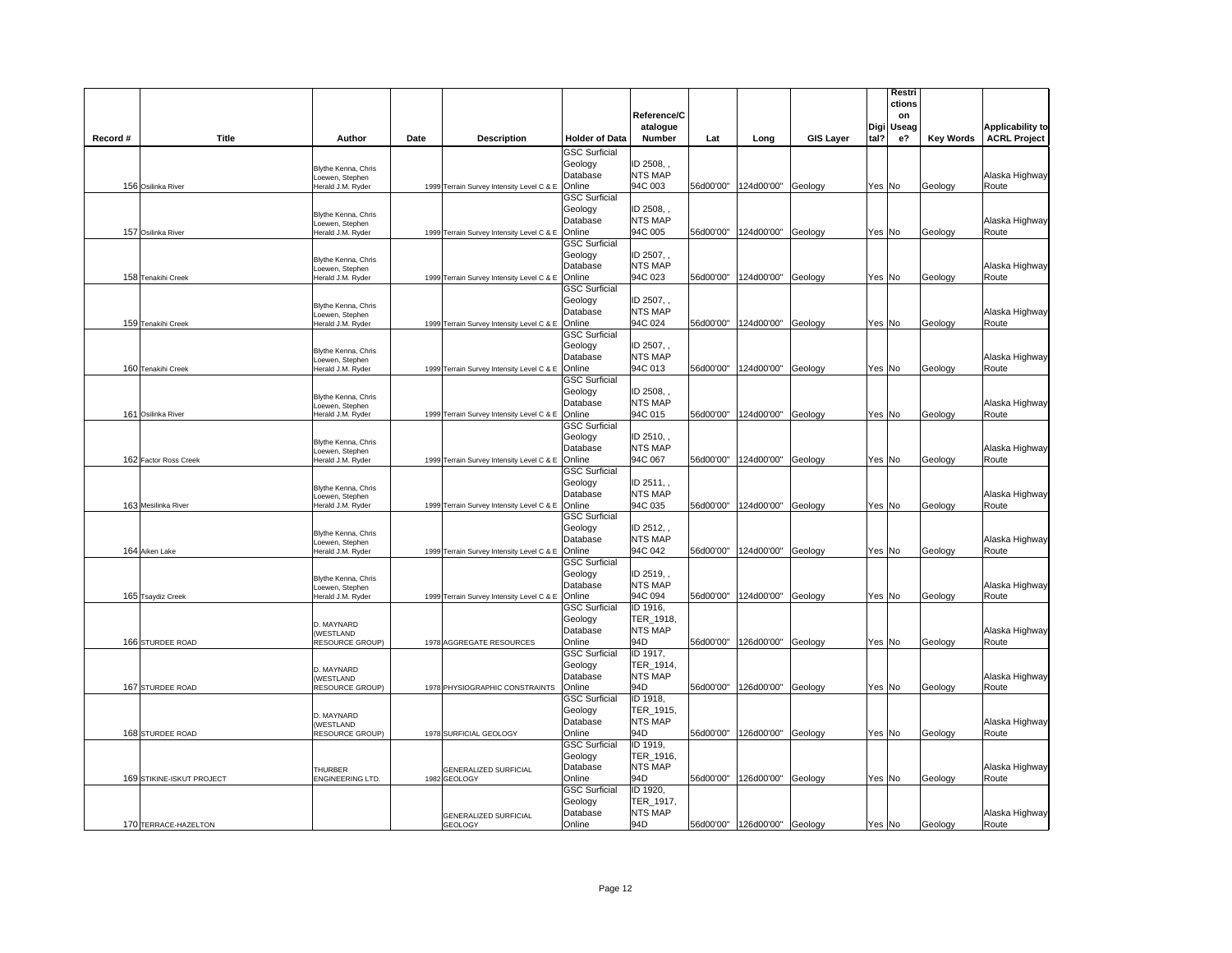| Record # | Title | Author | Date | Description | Holder of Data | Reference/Catalogue Number | Lat | Long | GIS Layer | Digital? | Restrictions on Useage? | Key Words | Applicability to ACRL Project |
|---|---|---|---|---|---|---|---|---|---|---|---|---|---|
| 156 | Osilinka River | Blythe Kenna, Chris Loewen, Stephen Herald J.M. Ryder | 1999 | Terrain Survey Intensity Level C & E | GSC Surficial Geology Database Online | ID 2508, , NTS MAP 94C 003 | 56d00'00" | 124d00'00" | Geology | Yes | No | Geology | Alaska Highway Route |
| 157 | Osilinka River | Blythe Kenna, Chris Loewen, Stephen Herald J.M. Ryder | 1999 | Terrain Survey Intensity Level C & E | GSC Surficial Geology Database Online | ID 2508, , NTS MAP 94C 005 | 56d00'00" | 124d00'00" | Geology | Yes | No | Geology | Alaska Highway Route |
| 158 | Tenakihi Creek | Blythe Kenna, Chris Loewen, Stephen Herald J.M. Ryder | 1999 | Terrain Survey Intensity Level C & E | GSC Surficial Geology Database Online | ID 2507, , NTS MAP 94C 023 | 56d00'00" | 124d00'00" | Geology | Yes | No | Geology | Alaska Highway Route |
| 159 | Tenakihi Creek | Blythe Kenna, Chris Loewen, Stephen Herald J.M. Ryder | 1999 | Terrain Survey Intensity Level C & E | GSC Surficial Geology Database Online | ID 2507, , NTS MAP 94C 024 | 56d00'00" | 124d00'00" | Geology | Yes | No | Geology | Alaska Highway Route |
| 160 | Tenakihi Creek | Blythe Kenna, Chris Loewen, Stephen Herald J.M. Ryder | 1999 | Terrain Survey Intensity Level C & E | GSC Surficial Geology Database Online | ID 2507, , NTS MAP 94C 013 | 56d00'00" | 124d00'00" | Geology | Yes | No | Geology | Alaska Highway Route |
| 161 | Osilinka River | Blythe Kenna, Chris Loewen, Stephen Herald J.M. Ryder | 1999 | Terrain Survey Intensity Level C & E | GSC Surficial Geology Database Online | ID 2508, , NTS MAP 94C 015 | 56d00'00" | 124d00'00" | Geology | Yes | No | Geology | Alaska Highway Route |
| 162 | Factor Ross Creek | Blythe Kenna, Chris Loewen, Stephen Herald J.M. Ryder | 1999 | Terrain Survey Intensity Level C & E | GSC Surficial Geology Database Online | ID 2510, , NTS MAP 94C 067 | 56d00'00" | 124d00'00" | Geology | Yes | No | Geology | Alaska Highway Route |
| 163 | Mesilinka River | Blythe Kenna, Chris Loewen, Stephen Herald J.M. Ryder | 1999 | Terrain Survey Intensity Level C & E | GSC Surficial Geology Database Online | ID 2511, , NTS MAP 94C 035 | 56d00'00" | 124d00'00" | Geology | Yes | No | Geology | Alaska Highway Route |
| 164 | Aiken Lake | Blythe Kenna, Chris Loewen, Stephen Herald J.M. Ryder | 1999 | Terrain Survey Intensity Level C & E | GSC Surficial Geology Database Online | ID 2512, , NTS MAP 94C 042 | 56d00'00" | 124d00'00" | Geology | Yes | No | Geology | Alaska Highway Route |
| 165 | Tsaydiz Creek | Blythe Kenna, Chris Loewen, Stephen Herald J.M. Ryder | 1999 | Terrain Survey Intensity Level C & E | GSC Surficial Geology Database Online | ID 2519, , NTS MAP 94C 094 | 56d00'00" | 124d00'00" | Geology | Yes | No | Geology | Alaska Highway Route |
| 166 | STURDEE ROAD | D. MAYNARD (WESTLAND RESOURCE GROUP) | 1978 | AGGREGATE RESOURCES | GSC Surficial Geology Database Online | ID 1916, TER_1918, NTS MAP 94D | 56d00'00" | 126d00'00" | Geology | Yes | No | Geology | Alaska Highway Route |
| 167 | STURDEE ROAD | D. MAYNARD (WESTLAND RESOURCE GROUP) | 1978 | PHYSIOGRAPHIC CONSTRAINTS | GSC Surficial Geology Database Online | ID 1917, TER_1914, NTS MAP 94D | 56d00'00" | 126d00'00" | Geology | Yes | No | Geology | Alaska Highway Route |
| 168 | STURDEE ROAD | D. MAYNARD (WESTLAND RESOURCE GROUP) | 1978 | SURFICIAL GEOLOGY | GSC Surficial Geology Database Online | ID 1918, TER_1915, NTS MAP 94D | 56d00'00" | 126d00'00" | Geology | Yes | No | Geology | Alaska Highway Route |
| 169 | STIKINE-ISKUT PROJECT | THURBER ENGINEERING LTD. | 1982 | GENERALIZED SURFICIAL GEOLOGY | GSC Surficial Geology Database Online | ID 1919, TER_1916, NTS MAP 94D | 56d00'00" | 126d00'00" | Geology | Yes | No | Geology | Alaska Highway Route |
| 170 | TERRACE-HAZELTON | | | GENERALIZED SURFICIAL GEOLOGY | GSC Surficial Geology Database Online | ID 1920, TER_1917, NTS MAP 94D | 56d00'00" | 126d00'00" | Geology | Yes | No | Geology | Alaska Highway Route |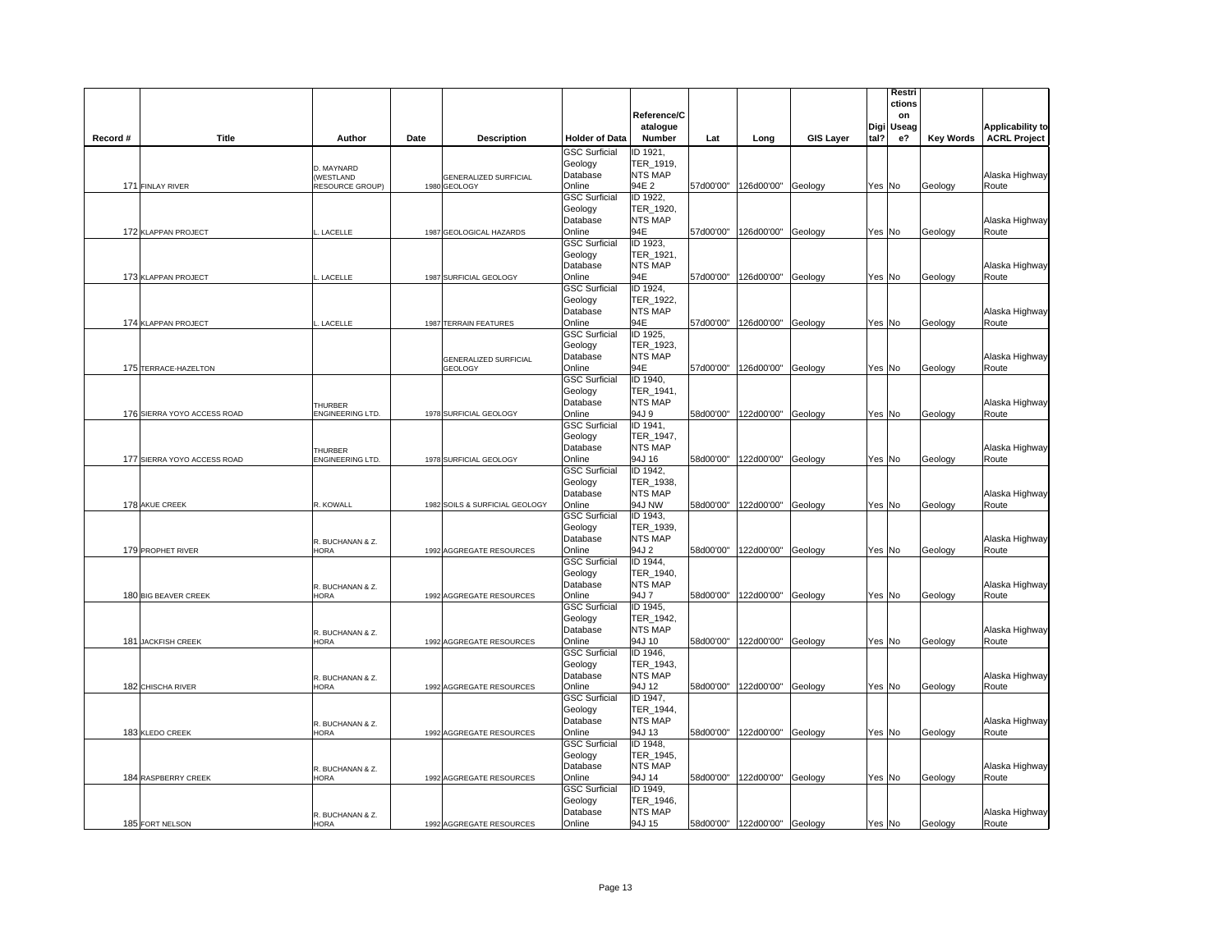| Record # | Title | Author | Date | Description | Holder of Data | Reference/Catalogue Number | Lat | Long | GIS Layer | Digital? | Restrictions on Useage? | Key Words | Applicability to ACRL Project |
|---|---|---|---|---|---|---|---|---|---|---|---|---|---|
| 171 | FINLAY RIVER | D. MAYNARD (WESTLAND RESOURCE GROUP) | 1980 | GENERALIZED SURFICIAL GEOLOGY | GSC Surficial Geology Database Online | ID 1921, TER_1919, NTS MAP 94E 2 | 57d00'00" | 126d00'00" | Geology | Yes | No | Geology | Alaska Highway Route |
| 172 | KLAPPAN PROJECT | L. LACELLE | 1987 | GEOLOGICAL HAZARDS | GSC Surficial Geology Database Online | ID 1922, TER_1920, NTS MAP 94E | 57d00'00" | 126d00'00" | Geology | Yes | No | Geology | Alaska Highway Route |
| 173 | KLAPPAN PROJECT | L. LACELLE | 1987 | SURFICIAL GEOLOGY | GSC Surficial Geology Database Online | ID 1923, TER_1921, NTS MAP 94E | 57d00'00" | 126d00'00" | Geology | Yes | No | Geology | Alaska Highway Route |
| 174 | KLAPPAN PROJECT | L. LACELLE | 1987 | TERRAIN FEATURES | GSC Surficial Geology Database Online | ID 1924, TER_1922, NTS MAP 94E | 57d00'00" | 126d00'00" | Geology | Yes | No | Geology | Alaska Highway Route |
| 175 | TERRACE-HAZELTON | | | GENERALIZED SURFICIAL GEOLOGY | GSC Surficial Geology Database Online | ID 1925, TER_1923, NTS MAP 94E | 57d00'00" | 126d00'00" | Geology | Yes | No | Geology | Alaska Highway Route |
| 176 | SIERRA YOYO ACCESS ROAD | THURBER ENGINEERING LTD. | 1978 | SURFICIAL GEOLOGY | GSC Surficial Geology Database Online | ID 1940, TER_1941, NTS MAP 94J 9 | 58d00'00" | 122d00'00" | Geology | Yes | No | Geology | Alaska Highway Route |
| 177 | SIERRA YOYO ACCESS ROAD | THURBER ENGINEERING LTD. | 1978 | SURFICIAL GEOLOGY | GSC Surficial Geology Database Online | ID 1941, TER_1947, NTS MAP 94J 16 | 58d00'00" | 122d00'00" | Geology | Yes | No | Geology | Alaska Highway Route |
| 178 | AKUE CREEK | R. KOWALL | 1982 | SOILS & SURFICIAL GEOLOGY | GSC Surficial Geology Database Online | ID 1942, TER_1938, NTS MAP 94J NW | 58d00'00" | 122d00'00" | Geology | Yes | No | Geology | Alaska Highway Route |
| 179 | PROPHET RIVER | R. BUCHANAN & Z. HORA | 1992 | AGGREGATE RESOURCES | GSC Surficial Geology Database Online | ID 1943, TER_1939, NTS MAP 94J 2 | 58d00'00" | 122d00'00" | Geology | Yes | No | Geology | Alaska Highway Route |
| 180 | BIG BEAVER CREEK | R. BUCHANAN & Z. HORA | 1992 | AGGREGATE RESOURCES | GSC Surficial Geology Database Online | ID 1944, TER_1940, NTS MAP 94J 7 | 58d00'00" | 122d00'00" | Geology | Yes | No | Geology | Alaska Highway Route |
| 181 | JACKFISH CREEK | R. BUCHANAN & Z. HORA | 1992 | AGGREGATE RESOURCES | GSC Surficial Geology Database Online | ID 1945, TER_1942, NTS MAP 94J 10 | 58d00'00" | 122d00'00" | Geology | Yes | No | Geology | Alaska Highway Route |
| 182 | CHISCHA RIVER | R. BUCHANAN & Z. HORA | 1992 | AGGREGATE RESOURCES | GSC Surficial Geology Database Online | ID 1946, TER_1943, NTS MAP 94J 12 | 58d00'00" | 122d00'00" | Geology | Yes | No | Geology | Alaska Highway Route |
| 183 | KLEDO CREEK | R. BUCHANAN & Z. HORA | 1992 | AGGREGATE RESOURCES | GSC Surficial Geology Database Online | ID 1947, TER_1944, NTS MAP 94J 13 | 58d00'00" | 122d00'00" | Geology | Yes | No | Geology | Alaska Highway Route |
| 184 | RASPBERRY CREEK | R. BUCHANAN & Z. HORA | 1992 | AGGREGATE RESOURCES | GSC Surficial Geology Database Online | ID 1948, TER_1945, NTS MAP 94J 14 | 58d00'00" | 122d00'00" | Geology | Yes | No | Geology | Alaska Highway Route |
| 185 | FORT NELSON | R. BUCHANAN & Z. HORA | 1992 | AGGREGATE RESOURCES | GSC Surficial Geology Database Online | ID 1949, TER_1946, NTS MAP 94J 15 | 58d00'00" | 122d00'00" | Geology | Yes | No | Geology | Alaska Highway Route |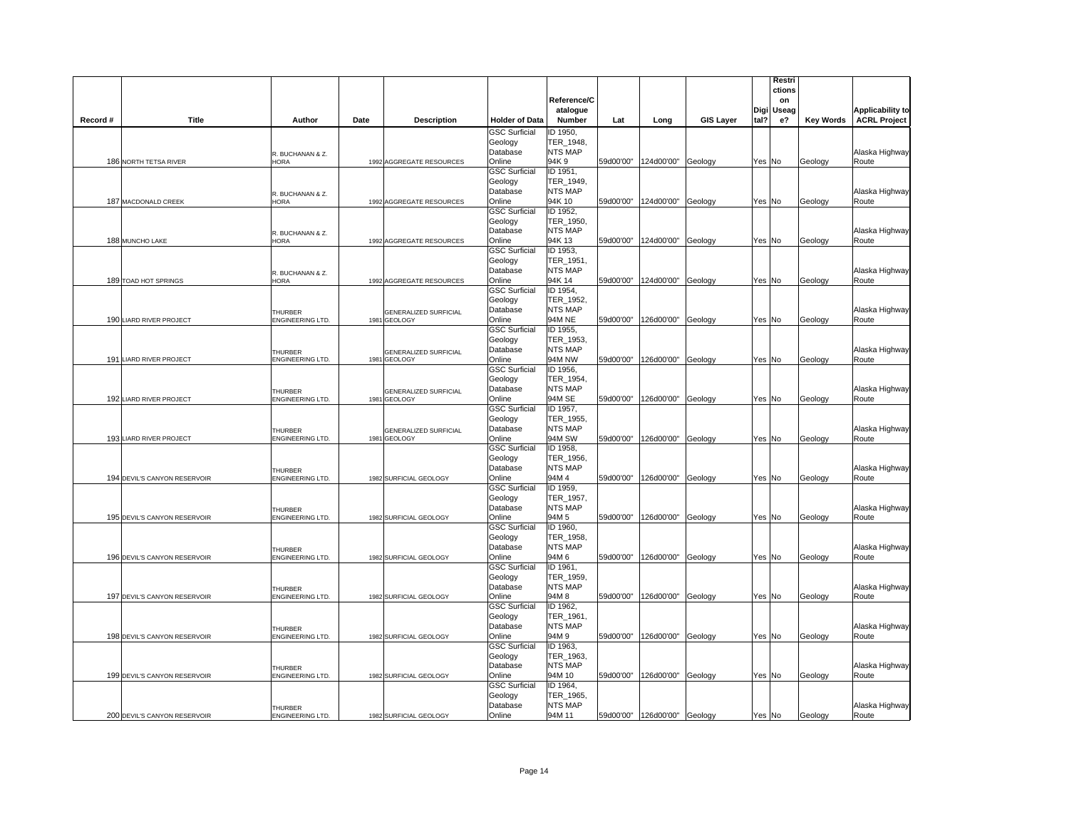| Record # | Title | Author | Date | Description | Holder of Data | Reference/Catalogue Number | Lat | Long | GIS Layer | Digital? | Restrictions on Useage? | Key Words | Applicability to ACRL Project |
|---|---|---|---|---|---|---|---|---|---|---|---|---|---|
| 186 | NORTH TETSA RIVER | R. BUCHANAN & Z. HORA | 1992 | AGGREGATE RESOURCES | GSC Surficial Geology Database Online | ID 1950, TER_1948, NTS MAP 94K 9 | 59d00'00" | 124d00'00" | Geology | Yes | No | Geology | Alaska Highway Route |
| 187 | MACDONALD CREEK | R. BUCHANAN & Z. HORA | 1992 | AGGREGATE RESOURCES | GSC Surficial Geology Database Online | ID 1951, TER_1949, NTS MAP 94K 10 | 59d00'00" | 124d00'00" | Geology | Yes | No | Geology | Alaska Highway Route |
| 188 | MUNCHO LAKE | R. BUCHANAN & Z. HORA | 1992 | AGGREGATE RESOURCES | GSC Surficial Geology Database Online | ID 1952, TER_1950, NTS MAP 94K 13 | 59d00'00" | 124d00'00" | Geology | Yes | No | Geology | Alaska Highway Route |
| 189 | TOAD HOT SPRINGS | R. BUCHANAN & Z. HORA | 1992 | AGGREGATE RESOURCES | GSC Surficial Geology Database Online | ID 1953, TER_1951, NTS MAP 94K 14 | 59d00'00" | 124d00'00" | Geology | Yes | No | Geology | Alaska Highway Route |
| 190 | LIARD RIVER PROJECT | THURBER ENGINEERING LTD. | 1981 | GENERALIZED SURFICIAL GEOLOGY | GSC Surficial Geology Database Online | ID 1954, TER_1952, NTS MAP 94M NE | 59d00'00" | 126d00'00" | Geology | Yes | No | Geology | Alaska Highway Route |
| 191 | LIARD RIVER PROJECT | THURBER ENGINEERING LTD. | 1981 | GENERALIZED SURFICIAL GEOLOGY | GSC Surficial Geology Database Online | ID 1955, TER_1953, NTS MAP 94M NW | 59d00'00" | 126d00'00" | Geology | Yes | No | Geology | Alaska Highway Route |
| 192 | LIARD RIVER PROJECT | THURBER ENGINEERING LTD. | 1981 | GENERALIZED SURFICIAL GEOLOGY | GSC Surficial Geology Database Online | ID 1956, TER_1954, NTS MAP 94M SE | 59d00'00" | 126d00'00" | Geology | Yes | No | Geology | Alaska Highway Route |
| 193 | LIARD RIVER PROJECT | THURBER ENGINEERING LTD. | 1981 | GENERALIZED SURFICIAL GEOLOGY | GSC Surficial Geology Database Online | ID 1957, TER_1955, NTS MAP 94M SW | 59d00'00" | 126d00'00" | Geology | Yes | No | Geology | Alaska Highway Route |
| 194 | DEVIL'S CANYON RESERVOIR | THURBER ENGINEERING LTD. | 1982 | SURFICIAL GEOLOGY | GSC Surficial Geology Database Online | ID 1958, TER_1956, NTS MAP 94M 4 | 59d00'00" | 126d00'00" | Geology | Yes | No | Geology | Alaska Highway Route |
| 195 | DEVIL'S CANYON RESERVOIR | THURBER ENGINEERING LTD. | 1982 | SURFICIAL GEOLOGY | GSC Surficial Geology Database Online | ID 1959, TER_1957, NTS MAP 94M 5 | 59d00'00" | 126d00'00" | Geology | Yes | No | Geology | Alaska Highway Route |
| 196 | DEVIL'S CANYON RESERVOIR | THURBER ENGINEERING LTD. | 1982 | SURFICIAL GEOLOGY | GSC Surficial Geology Database Online | ID 1960, TER_1958, NTS MAP 94M 6 | 59d00'00" | 126d00'00" | Geology | Yes | No | Geology | Alaska Highway Route |
| 197 | DEVIL'S CANYON RESERVOIR | THURBER ENGINEERING LTD. | 1982 | SURFICIAL GEOLOGY | GSC Surficial Geology Database Online | ID 1961, TER_1959, NTS MAP 94M 8 | 59d00'00" | 126d00'00" | Geology | Yes | No | Geology | Alaska Highway Route |
| 198 | DEVIL'S CANYON RESERVOIR | THURBER ENGINEERING LTD. | 1982 | SURFICIAL GEOLOGY | GSC Surficial Geology Database Online | ID 1962, TER_1961, NTS MAP 94M 9 | 59d00'00" | 126d00'00" | Geology | Yes | No | Geology | Alaska Highway Route |
| 199 | DEVIL'S CANYON RESERVOIR | THURBER ENGINEERING LTD. | 1982 | SURFICIAL GEOLOGY | GSC Surficial Geology Database Online | ID 1963, TER_1963, NTS MAP 94M 10 | 59d00'00" | 126d00'00" | Geology | Yes | No | Geology | Alaska Highway Route |
| 200 | DEVIL'S CANYON RESERVOIR | THURBER ENGINEERING LTD. | 1982 | SURFICIAL GEOLOGY | GSC Surficial Geology Database Online | ID 1964, TER_1965, NTS MAP 94M 11 | 59d00'00" | 126d00'00" | Geology | Yes | No | Geology | Alaska Highway Route |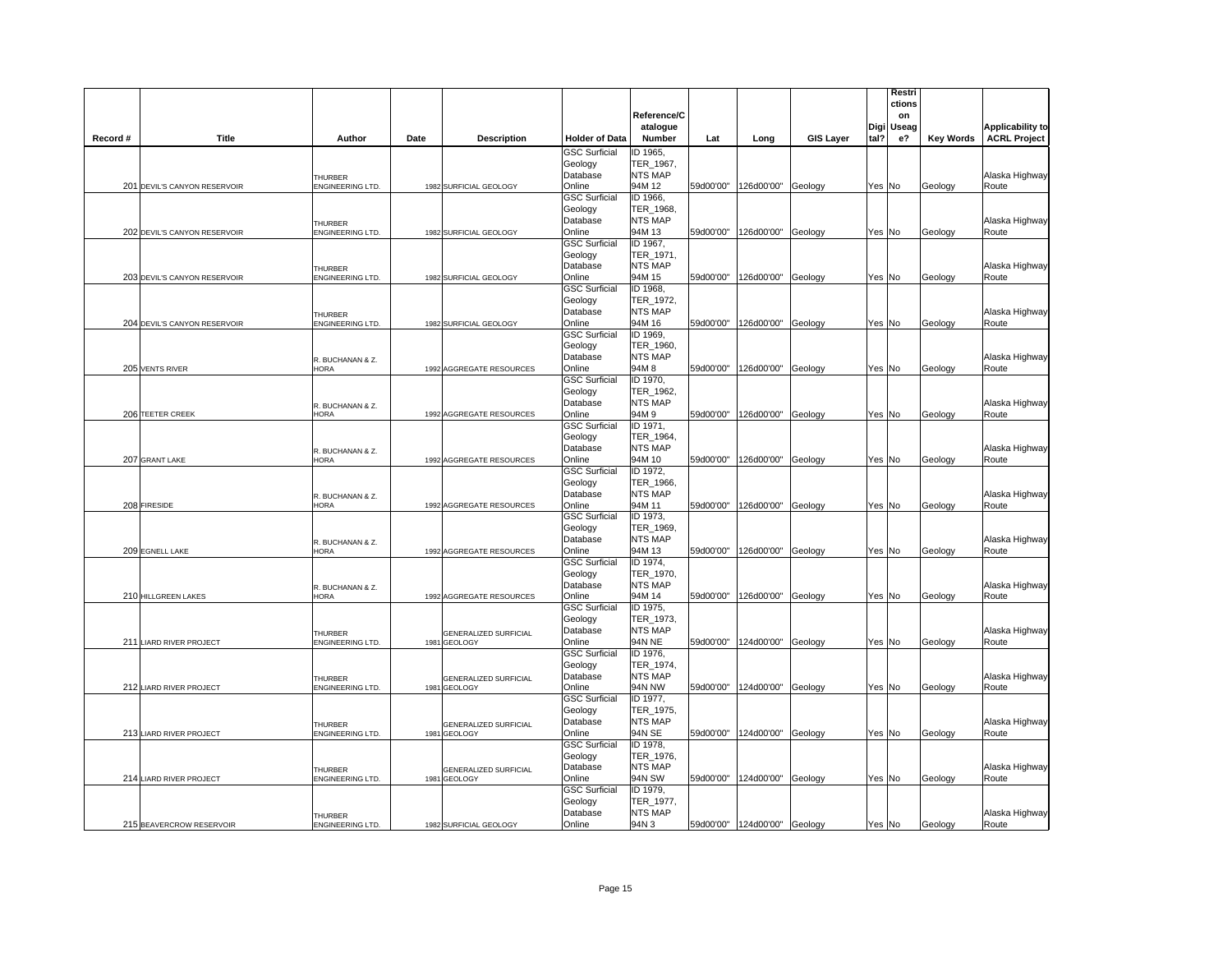| Record # | Title | Author | Date | Description | Holder of Data | Reference/Catalogue Number | Lat | Long | GIS Layer | Digital? | Restrictions on Usage? | Key Words | Applicability to ACRL Project |
|---|---|---|---|---|---|---|---|---|---|---|---|---|---|
| 201 | DEVIL'S CANYON RESERVOIR | THURBER ENGINEERING LTD. | 1982 | SURFICIAL GEOLOGY | GSC Surficial Geology Database Online | ID 1965, TER_1967, NTS MAP 94M 12 | 59d00'00" | 126d00'00" | Geology | Yes | No | Geology | Alaska Highway Route |
| 202 | DEVIL'S CANYON RESERVOIR | THURBER ENGINEERING LTD. | 1982 | SURFICIAL GEOLOGY | GSC Surficial Geology Database Online | ID 1966, TER_1968, NTS MAP 94M 13 | 59d00'00" | 126d00'00" | Geology | Yes | No | Geology | Alaska Highway Route |
| 203 | DEVIL'S CANYON RESERVOIR | THURBER ENGINEERING LTD. | 1982 | SURFICIAL GEOLOGY | GSC Surficial Geology Database Online | ID 1967, TER_1971, NTS MAP 94M 15 | 59d00'00" | 126d00'00" | Geology | Yes | No | Geology | Alaska Highway Route |
| 204 | DEVIL'S CANYON RESERVOIR | THURBER ENGINEERING LTD. | 1982 | SURFICIAL GEOLOGY | GSC Surficial Geology Database Online | ID 1968, TER_1972, NTS MAP 94M 16 | 59d00'00" | 126d00'00" | Geology | Yes | No | Geology | Alaska Highway Route |
| 205 | VENTS RIVER | R. BUCHANAN & Z. HORA | 1992 | AGGREGATE RESOURCES | GSC Surficial Geology Database Online | ID 1969, TER_1960, NTS MAP 94M 8 | 59d00'00" | 126d00'00" | Geology | Yes | No | Geology | Alaska Highway Route |
| 206 | TEETER CREEK | R. BUCHANAN & Z. HORA | 1992 | AGGREGATE RESOURCES | GSC Surficial Geology Database Online | ID 1970, TER_1962, NTS MAP 94M 9 | 59d00'00" | 126d00'00" | Geology | Yes | No | Geology | Alaska Highway Route |
| 207 | GRANT LAKE | R. BUCHANAN & Z. HORA | 1992 | AGGREGATE RESOURCES | GSC Surficial Geology Database Online | ID 1971, TER_1964, NTS MAP 94M 10 | 59d00'00" | 126d00'00" | Geology | Yes | No | Geology | Alaska Highway Route |
| 208 | FIRESIDE | R. BUCHANAN & Z. HORA | 1992 | AGGREGATE RESOURCES | GSC Surficial Geology Database Online | ID 1972, TER_1966, NTS MAP 94M 11 | 59d00'00" | 126d00'00" | Geology | Yes | No | Geology | Alaska Highway Route |
| 209 | EGNELL LAKE | R. BUCHANAN & Z. HORA | 1992 | AGGREGATE RESOURCES | GSC Surficial Geology Database Online | ID 1973, TER_1969, NTS MAP 94M 13 | 59d00'00" | 126d00'00" | Geology | Yes | No | Geology | Alaska Highway Route |
| 210 | HILLGREEN LAKES | R. BUCHANAN & Z. HORA | 1992 | AGGREGATE RESOURCES | GSC Surficial Geology Database Online | ID 1974, TER_1970, NTS MAP 94M 14 | 59d00'00" | 126d00'00" | Geology | Yes | No | Geology | Alaska Highway Route |
| 211 | LIARD RIVER PROJECT | THURBER ENGINEERING LTD. | 1981 | GENERALIZED SURFICIAL GEOLOGY | GSC Surficial Geology Database Online | ID 1975, TER_1973, NTS MAP 94N NE | 59d00'00" | 124d00'00" | Geology | Yes | No | Geology | Alaska Highway Route |
| 212 | LIARD RIVER PROJECT | THURBER ENGINEERING LTD. | 1981 | GENERALIZED SURFICIAL GEOLOGY | GSC Surficial Geology Database Online | ID 1976, TER_1974, NTS MAP 94N NW | 59d00'00" | 124d00'00" | Geology | Yes | No | Geology | Alaska Highway Route |
| 213 | LIARD RIVER PROJECT | THURBER ENGINEERING LTD. | 1981 | GENERALIZED SURFICIAL GEOLOGY | GSC Surficial Geology Database Online | ID 1977, TER_1975, NTS MAP 94N SE | 59d00'00" | 124d00'00" | Geology | Yes | No | Geology | Alaska Highway Route |
| 214 | LIARD RIVER PROJECT | THURBER ENGINEERING LTD. | 1981 | GENERALIZED SURFICIAL GEOLOGY | GSC Surficial Geology Database Online | ID 1978, TER_1976, NTS MAP 94N SW | 59d00'00" | 124d00'00" | Geology | Yes | No | Geology | Alaska Highway Route |
| 215 | BEAVERCROW RESERVOIR | THURBER ENGINEERING LTD. | 1982 | SURFICIAL GEOLOGY | GSC Surficial Geology Database Online | ID 1979, TER_1977, NTS MAP 94N 3 | 59d00'00" | 124d00'00" | Geology | Yes | No | Geology | Alaska Highway Route |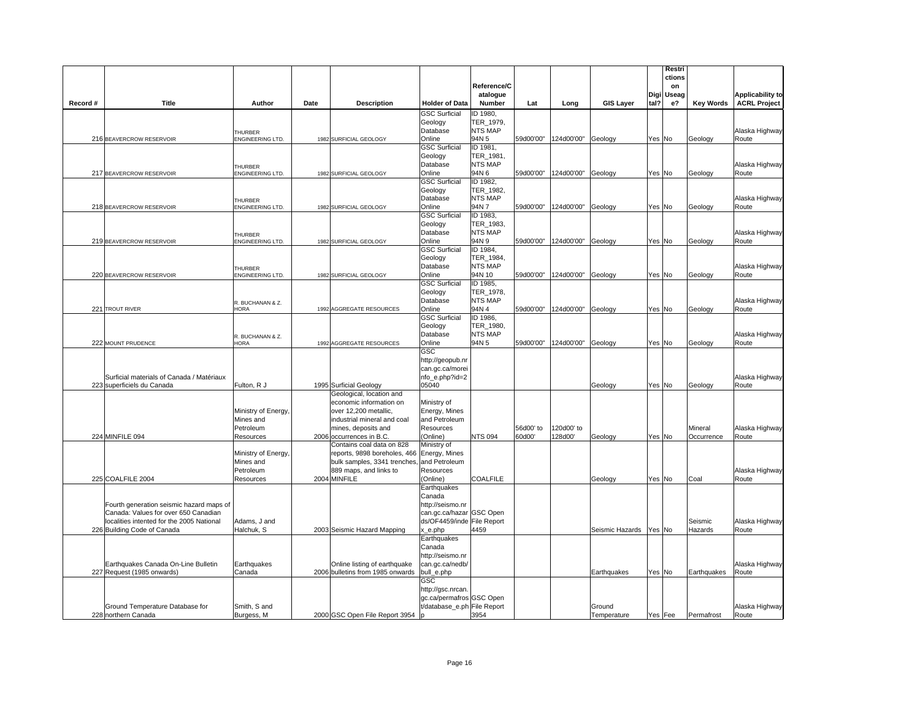| Record # | Title | Author | Date | Description | Holder of Data | Reference/Catalogue Number | Lat | Long | GIS Layer | Digital? | Restrictions on Useage? | Key Words | Applicability to ACRL Project |
|---|---|---|---|---|---|---|---|---|---|---|---|---|---|
| 216 | BEAVERCROW RESERVOIR | THURBER ENGINEERING LTD. | 1982 | SURFICIAL GEOLOGY | GSC Surficial Geology Database Online | ID 1980, TER_1979, NTS MAP 94N 5 | 59d00'00" | 124d00'00" | Geology | Yes | No | Geology | Alaska Highway Route |
| 217 | BEAVERCROW RESERVOIR | THURBER ENGINEERING LTD. | 1982 | SURFICIAL GEOLOGY | GSC Surficial Geology Database Online | ID 1981, TER_1981, NTS MAP 94N 6 | 59d00'00" | 124d00'00" | Geology | Yes | No | Geology | Alaska Highway Route |
| 218 | BEAVERCROW RESERVOIR | THURBER ENGINEERING LTD. | 1982 | SURFICIAL GEOLOGY | GSC Surficial Geology Database Online | ID 1982, TER_1982, NTS MAP 94N 7 | 59d00'00" | 124d00'00" | Geology | Yes | No | Geology | Alaska Highway Route |
| 219 | BEAVERCROW RESERVOIR | THURBER ENGINEERING LTD. | 1982 | SURFICIAL GEOLOGY | GSC Surficial Geology Database Online | ID 1983, TER_1983, NTS MAP 94N 9 | 59d00'00" | 124d00'00" | Geology | Yes | No | Geology | Alaska Highway Route |
| 220 | BEAVERCROW RESERVOIR | THURBER ENGINEERING LTD. | 1982 | SURFICIAL GEOLOGY | GSC Surficial Geology Database Online | ID 1984, TER_1984, NTS MAP 94N 10 | 59d00'00" | 124d00'00" | Geology | Yes | No | Geology | Alaska Highway Route |
| 221 | TROUT RIVER | R. BUCHANAN & Z. HORA | 1992 | AGGREGATE RESOURCES | GSC Surficial Geology Database Online | ID 1985, TER_1978, NTS MAP 94N 4 | 59d00'00" | 124d00'00" | Geology | Yes | No | Geology | Alaska Highway Route |
| 222 | MOUNT PRUDENCE | R. BUCHANAN & Z. HORA | 1992 | AGGREGATE RESOURCES | GSC Surficial Geology Database Online | ID 1986, TER_1980, NTS MAP 94N 5 | 59d00'00" | 124d00'00" | Geology | Yes | No | Geology | Alaska Highway Route |
| 223 | Surficial materials of Canada / Matériaux superficiels du Canada | Fulton, R J | 1995 | Surficial Geology | GSC http://geopub.nrcan.gc.ca/moreinfo_e.php?id=205040 | | | | Geology | Yes | No | Geology | Alaska Highway Route |
| 224 | MINFILE 094 | Ministry of Energy, Mines and Petroleum Resources | 2006 | Geological, location and economic information on over 12,200 metallic, industrial mineral and coal mines, deposits and occurrences in B.C. | Ministry of Energy, Mines and Petroleum Resources (Online) | NTS 094 | 56d00' to 60d00' | 120d00' to 128d00' | Geology | Yes | No | Mineral Occurrence | Alaska Highway Route |
| 225 | COALFILE 2004 | Ministry of Energy, Mines and Petroleum Resources | 2004 | Contains coal data on 828 reports, 9898 boreholes, 466 bulk samples, 3341 trenches, 889 maps, and links to MINFILE | Ministry of Energy, Mines and Petroleum Resources (Online) | COALFILE | | | Geology | Yes | No | Coal | Alaska Highway Route |
| 226 | Fourth generation seismic hazard maps of Canada: Values for over 650 Canadian localities intented for the 2005 National Building Code of Canada | Adams, J and Halchuk, S | 2003 | Seismic Hazard Mapping | Earthquakes Canada http://seismo.nrcan.gc.ca/hazards/OF4459/index_e.php | GSC Open File Report 4459 | | | Seismic Hazards | Yes | No | Seismic Hazards | Alaska Highway Route |
| 227 | Earthquakes Canada On-Line Bulletin Request (1985 onwards) | Earthquakes Canada | 2006 | Online listing of earthquake bulletins from 1985 onwards | Earthquakes Canada http://seismo.nrcan.gc.ca/nedb/bull_e.php | | | | Earthquakes | Yes | No | Earthquakes | Alaska Highway Route |
| 228 | Ground Temperature Database for northern Canada | Smith, S and Burgess, M | 2000 | GSC Open File Report 3954 | GSC http://gsc.nrcan.gc.ca/permafrost/database_e.php | GSC Open File Report 3954 | | | Ground Temperature | Yes | Fee | Permafrost | Alaska Highway Route |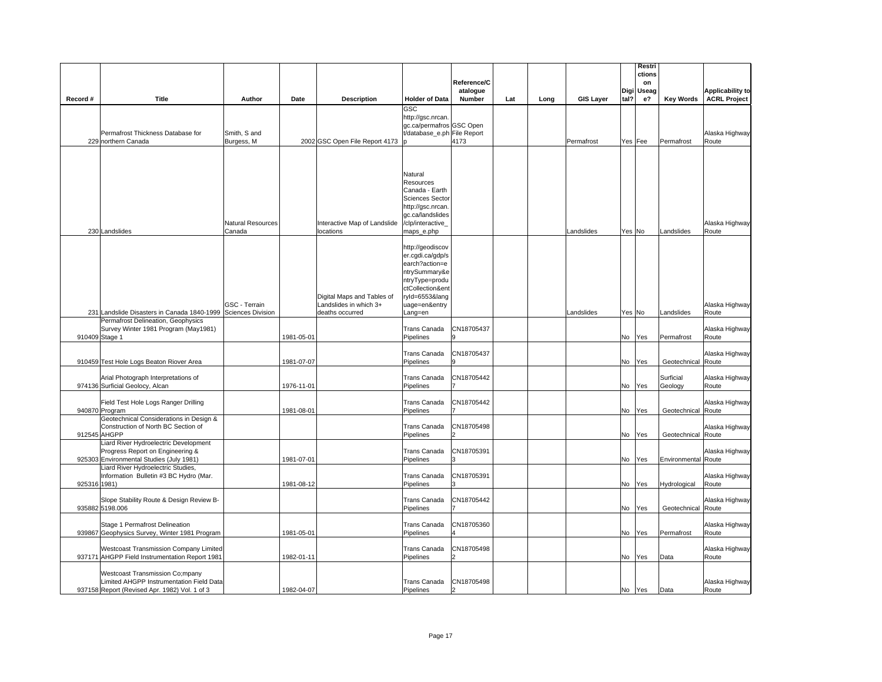| Record # | Title | Author | Date | Description | Holder of Data | Reference/Catalogue Number | Lat | Long | GIS Layer | Digital? | Restrictions on Useage? | Key Words | Applicability to ACRL Project |
|---|---|---|---|---|---|---|---|---|---|---|---|---|---|
| 229 | Permafrost Thickness Database for northern Canada | Smith, S and Burgess, M | 2002 | GSC Open File Report 4173 | GSC http://gsc.nrcan.gc.ca/permafrost/database_e.php | GSC Open File Report 4173 | | | Permafrost | Yes | Fee | Permafrost | Alaska Highway Route |
| 230 | Landslides | Natural Resources Canada | | Interactive Map of Landslide locations | Natural Resources Canada - Earth Sciences Sector http://gsc.nrcan.gc.ca/landslides/clp/interactive_maps_e.php | | | | Landslides | Yes | No | Landslides | Alaska Highway Route |
| 231 | Landslide Disasters in Canada 1840-1999 | GSC - Terrain Sciences Division | | Digital Maps and Tables of Landslides in which 3+ deaths occurred | http://geodiscover.cgdi.ca/gdp/search?action=entrySummary&entryType=productCollection&entryId=6553&language=en&entryLang=en | | | | Landslides | Yes | No | Landslides | Alaska Highway Route |
| 910409 | Permafrost Delineation, Geophysics Survey Winter 1981 Program (May1981) Stage 1 | | 1981-05-01 | | Trans Canada Pipelines | CN187054379 | | | | No | Yes | Permafrost | Alaska Highway Route |
| 910459 | Test Hole Logs Beaton Riover Area | | 1981-07-07 | | Trans Canada Pipelines | CN187054379 | | | | No | Yes | Geotechnical | Alaska Highway Route |
| 974136 | Arial Photograph Interpretations of Surficial Geolocy, Alcan | | 1976-11-01 | | Trans Canada Pipelines | CN187054427 | | | | No | Yes | Surficial Geology | Alaska Highway Route |
| 940870 | Field Test Hole Logs Ranger Drilling Program | | 1981-08-01 | | Trans Canada Pipelines | CN187054427 | | | | No | Yes | Geotechnical | Alaska Highway Route |
| 912545 | Geotechnical Considerations in Design & Construction of North BC Section of AHGPP | | | | Trans Canada Pipelines | CN187054982 | | | | No | Yes | Geotechnical | Alaska Highway Route |
| 925303 | Liard River Hydroelectric Development Progress Report on Engineering & Environmental Studies (July 1981) | | 1981-07-01 | | Trans Canada Pipelines | CN187053913 | | | | No | Yes | Environmental | Alaska Highway Route |
| 925316 | Liard River Hydroelectric Studies, Information Bulletin #3 BC Hydro (Mar. 1981) | | 1981-08-12 | | Trans Canada Pipelines | CN187053913 | | | | No | Yes | Hydrological | Alaska Highway Route |
| 935882 | Slope Stability Route & Design Review B-5198.006 | | | | Trans Canada Pipelines | CN187054427 | | | | No | Yes | Geotechnical | Alaska Highway Route |
| 939867 | Stage 1 Permafrost Delineation Geophysics Survey, Winter 1981 Program | | 1981-05-01 | | Trans Canada Pipelines | CN187053604 | | | | No | Yes | Permafrost | Alaska Highway Route |
| 937171 | Westcoast Transmission Company Limited AHGPP Field Instrumentation Report 1981 | | 1982-01-11 | | Trans Canada Pipelines | CN187054982 | | | | No | Yes | Data | Alaska Highway Route |
| 937158 | Westcoast Transmission Co;mpany Limited AHGPP Instrumentation Field Data Report (Revised Apr. 1982) Vol. 1 of 3 | | 1982-04-07 | | Trans Canada Pipelines | CN187054982 | | | | No | Yes | Data | Alaska Highway Route |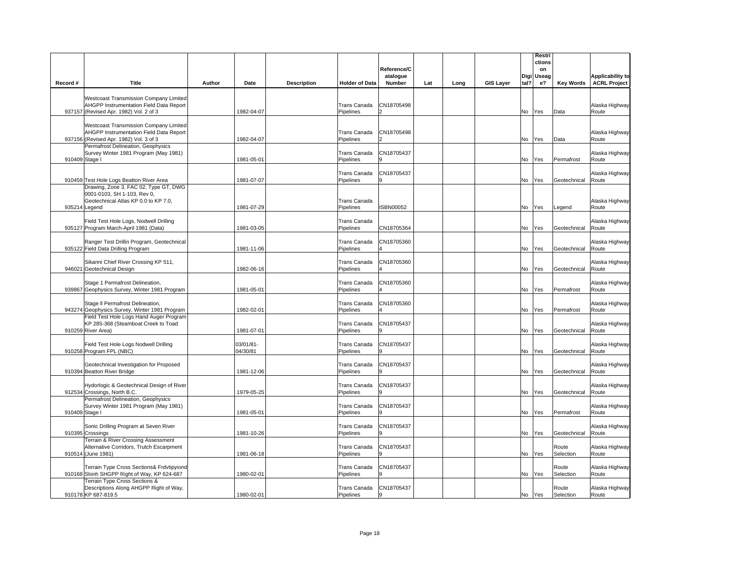| Record # | Title | Author | Date | Description | Holder of Data | Reference/Catalogue Number | Lat | Long | GIS Layer | Digital? | Restriction on Usage? | Key Words | Applicability to ACRL Project |
|---|---|---|---|---|---|---|---|---|---|---|---|---|---|
| 937157 | Westcoast Transmission Company Limited AHGPP Instrumentation Field Data Report (Revised Apr. 1982) Vol. 2 of 3 | | 1982-04-07 | | Trans Canada Pipelines | CN187054982 | | | | No | Yes | Data | Alaska Highway Route |
| 937156 | Westcoast Transmission Company Limited AHGPP Instrumentation Field Data Report (Revised Apr. 1982) Vol. 3 of 3 | | 1982-04-07 | | Trans Canada Pipelines | CN187054982 | | | | No | Yes | Data | Alaska Highway Route |
| 910409 | Permafrost Delineation, Geophysics Survey Winter 1981 Program (May 1981) Stage I | | 1981-05-01 | | Trans Canada Pipelines | CN187054379 | | | | No | Yes | Permafrost | Alaska Highway Route |
| 910459 | Test Hole Logs Beatton River Area | | 1981-07-07 | | Trans Canada Pipelines | CN187054379 | | | | No | Yes | Geotechnical | Alaska Highway Route |
| 935214 | Drawing, Zone 3, FAC 02, Type GT, DWG 0001-0103, SH 1-103, Rev 0, Geotechnical Atlas KP 0.0 to KP 7.0, Legend | | 1981-07-29 | | Trans Canada Pipelines | ISBN00052 | | | | No | Yes | Legend | Alaska Highway Route |
| 935127 | Field Test Hole Logs, Nodwell Drilling Program March-April 1981 (Data) | | 1981-03-05 | | Trans Canada Pipelines | CN18705364 | | | | No | Yes | Geotechnical | Alaska Highway Route |
| 935122 | Ranger Test Drillin Program, Geotechnical Field Data Drilling Program | | 1981-11-06 | | Trans Canada Pipelines | CN187053604 | | | | No | Yes | Geotechnical | Alaska Highway Route |
| 946021 | Sikanni Chief River Crossing KP 511, Geotechnical Design | | 1982-06-16 | | Trans Canada Pipelines | CN187053604 | | | | No | Yes | Geotechnical | Alaska Highway Route |
| 939867 | Stage 1 Permafrost Delineation, Geophysics Survey, Winter 1981 Program | | 1981-05-01 | | Trans Canada Pipelines | CN187053604 | | | | No | Yes | Permafrost | Alaska Highway Route |
| 943274 | Stage ll Permafrost Delineation, Geophysics Survey, Winter 1981 Program | | 1982-02-01 | | Trans Canada Pipelines | CN187053604 | | | | No | Yes | Permafrost | Alaska Highway Route |
| 910259 | Field Test Hole Logs Hand Auger Program KP 285-368 (Steamboat Creek to Toad River Area) | | 1981-07-01 | | Trans Canada Pipelines | CN187054379 | | | | No | Yes | Geotechnical | Alaska Highway Route |
| 910258 | Field Test Hole Logs Nodwell Drilling Program FPL (NBC) | | 03/01/81-04/30/81 | | Trans Canada Pipelines | CN187054379 | | | | No | Yes | Geotechnical | Alaska Highway Route |
| 910394 | Geotechnical Investigation for Proposed Beatton River Bridge | | 1981-12-06 | | Trans Canada Pipelines | CN187054379 | | | | No | Yes | Geotechnical | Alaska Highway Route |
| 912534 | Hydorlogic & Geotechnical Design of River Crossings, North B.C. | | 1979-05-25 | | Trans Canada Pipelines | CN187054379 | | | | No | Yes | Geotechnical | Alaska Highway Route |
| 910409 | Permafrost Delineation, Geophysics Survey Winter 1981 Program (May 1981) Stage I | | 1981-05-01 | | Trans Canada Pipelines | CN187054379 | | | | No | Yes | Permafrost | Alaska Highway Route |
| 910395 | Sonic Drilling Program at Seven River Crossings | | 1981-10-26 | | Trans Canada Pipelines | CN187054379 | | | | No | Yes | Geotechnical | Alaska Highway Route |
| 910514 | Terrain & River Crossing Assessment Alternative Corridors, Trutch Escarpment (June 1981) | | 1981-06-18 | | Trans Canada Pipelines | CN187054379 | | | | No | Yes | Route Selection | Alaska Highway Route |
| 910168 | Terrain Type Cross Sections& Frdvtipyiond Slonh SHGPP Right of Way, KP 624-687 | | 1980-02-01 | | Trans Canada Pipelines | CN187054379 | | | | No | Yes | Route Selection | Alaska Highway Route |
| 910178 | Terrain Type Cross Sections & Descriptions Along AHGPP Right of Way, KP 687-819.5 | | 1980-02-01 | | Trans Canada Pipelines | CN187054379 | | | | No | Yes | Route Selection | Alaska Highway Route |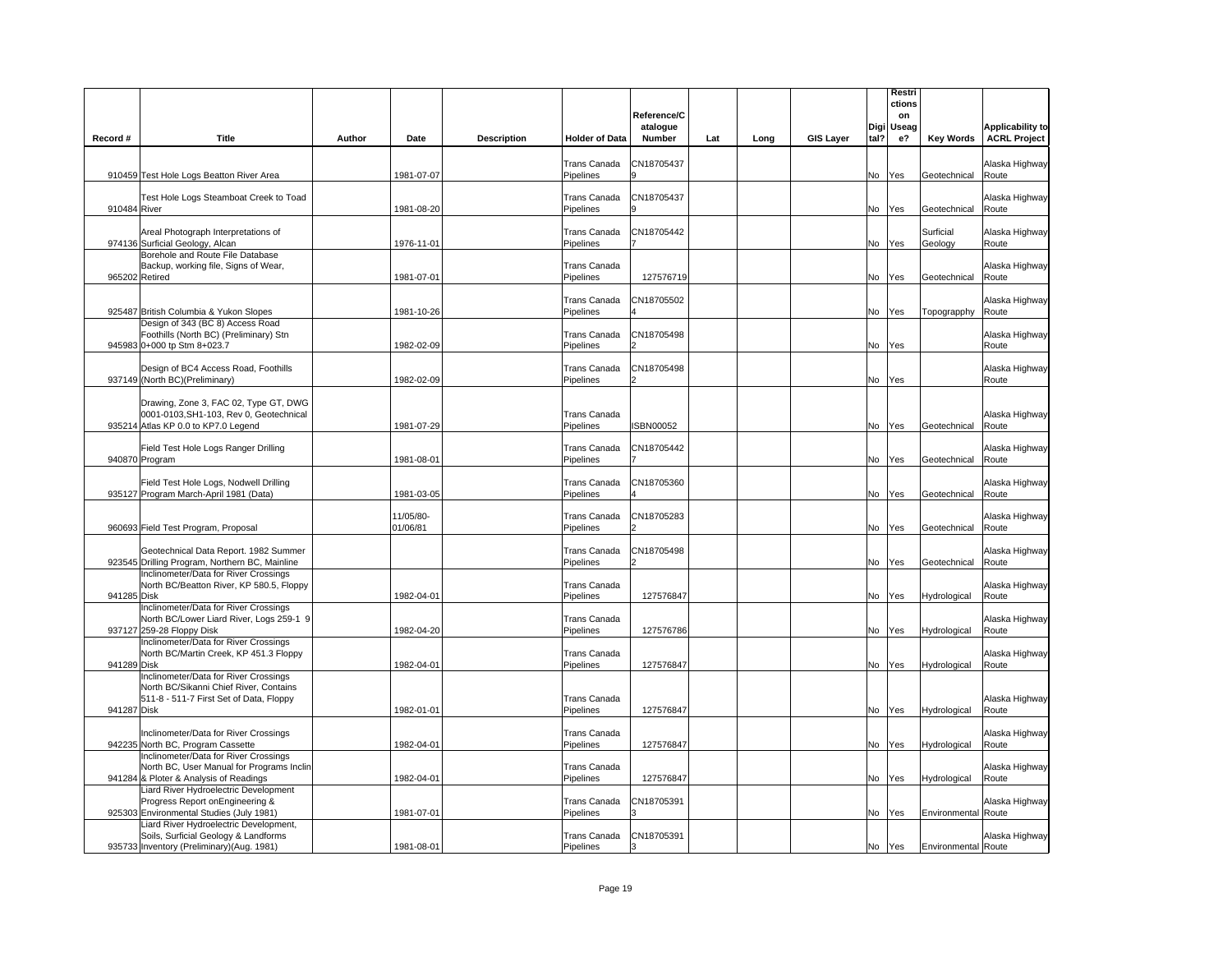| Record # | Title | Author | Date | Description | Holder of Data | Reference/Catalogue Number | Lat | Long | GIS Layer | Digital? | Restrictions on Usage? | Key Words | Applicability to ACRL Project |
|---|---|---|---|---|---|---|---|---|---|---|---|---|---|
| 910459 | Test Hole Logs Beatton River Area | | 1981-07-07 | | Trans Canada Pipelines | CN187054379 | | | | No | Yes | Geotechnical | Alaska Highway Route |
| 910484 | Test Hole Logs Steamboat Creek to Toad River | | 1981-08-20 | | Trans Canada Pipelines | CN187054379 | | | | No | Yes | Geotechnical | Alaska Highway Route |
| 974136 | Areal Photograph Interpretations of Surficial Geology, Alcan | | 1976-11-01 | | Trans Canada Pipelines | CN187054427 | | | | No | Yes | Surficial Geology | Alaska Highway Route |
| 965202 | Borehole and Route File Database Backup, working file, Signs of Wear, Retired | | 1981-07-01 | | Trans Canada Pipelines | 127576719 | | | | No | Yes | Geotechnical | Alaska Highway Route |
| 925487 | British Columbia & Yukon Slopes | | 1981-10-26 | | Trans Canada Pipelines | CN187055024 | | | | No | Yes | Topograpphy | Alaska Highway Route |
| 945983 | Design of 343 (BC 8) Access Road Foothills (North BC) (Preliminary) Stn 0+000 tp Stm 8+023.7 | | 1982-02-09 | | Trans Canada Pipelines | CN187054982 | | | | No | Yes | | Alaska Highway Route |
| 937149 | Design of BC4 Access Road, Foothills (North BC)(Preliminary) | | 1982-02-09 | | Trans Canada Pipelines | CN187054982 | | | | No | Yes | | Alaska Highway Route |
| 935214 | Drawing, Zone 3, FAC 02, Type GT, DWG 0001-0103,SH1-103, Rev 0, Geotechnical Atlas KP 0.0 to KP7.0 Legend | | 1981-07-29 | | Trans Canada Pipelines | ISBN00052 | | | | No | Yes | Geotechnical | Alaska Highway Route |
| 940870 | Field Test Hole Logs Ranger Drilling Program | | 1981-08-01 | | Trans Canada Pipelines | CN187054427 | | | | No | Yes | Geotechnical | Alaska Highway Route |
| 935127 | Field Test Hole Logs, Nodwell Drilling Program March-April 1981 (Data) | | 1981-03-05 | | Trans Canada Pipelines | CN187053604 | | | | No | Yes | Geotechnical | Alaska Highway Route |
| 960693 | Field Test Program, Proposal | | 11/05/80-01/06/81 | | Trans Canada Pipelines | CN187052832 | | | | No | Yes | Geotechnical | Alaska Highway Route |
| 923545 | Geotechnical Data Report. 1982 Summer Drilling Program, Northern BC, Mainline | | | | Trans Canada Pipelines | CN187054982 | | | | No | Yes | Geotechnical | Alaska Highway Route |
| 941285 | Inclinometer/Data for River Crossings North BC/Beatton River, KP 580.5, Floppy Disk | | 1982-04-01 | | Trans Canada Pipelines | 127576847 | | | | No | Yes | Hydrological | Alaska Highway Route |
| 937127 | Inclinometer/Data for River Crossings North BC/Lower Liard River, Logs 259-1 9 259-28 Floppy Disk | | 1982-04-20 | | Trans Canada Pipelines | 127576786 | | | | No | Yes | Hydrological | Alaska Highway Route |
| 941289 | Inclinometer/Data for River Crossings North BC/Martin Creek, KP 451.3 Floppy Disk | | 1982-04-01 | | Trans Canada Pipelines | 127576847 | | | | No | Yes | Hydrological | Alaska Highway Route |
| 941287 | Inclinometer/Data for River Crossings North BC/Sikanni Chief River, Contains 511-8 - 511-7 First Set of Data, Floppy Disk | | 1982-01-01 | | Trans Canada Pipelines | 127576847 | | | | No | Yes | Hydrological | Alaska Highway Route |
| 942235 | Inclinometer/Data for River Crossings North BC, Program Cassette | | 1982-04-01 | | Trans Canada Pipelines | 127576847 | | | | No | Yes | Hydrological | Alaska Highway Route |
| 941284 | Inclinometer/Data for River Crossings North BC, User Manual for Programs Inclin & Ploter & Analysis of Readings | | 1982-04-01 | | Trans Canada Pipelines | 127576847 | | | | No | Yes | Hydrological | Alaska Highway Route |
| 925303 | Liard River Hydroelectric Development Progress Report onEngineering & Environmental Studies (July 1981) | | 1981-07-01 | | Trans Canada Pipelines | CN187053913 | | | | No | Yes | Environmental | Alaska Highway Route |
| 935733 | Liard River Hydroelectric Development, Soils, Surficial Geology & Landforms Inventory (Preliminary)(Aug. 1981) | | 1981-08-01 | | Trans Canada Pipelines | CN187053913 | | | | No | Yes | Environmental | Alaska Highway Route |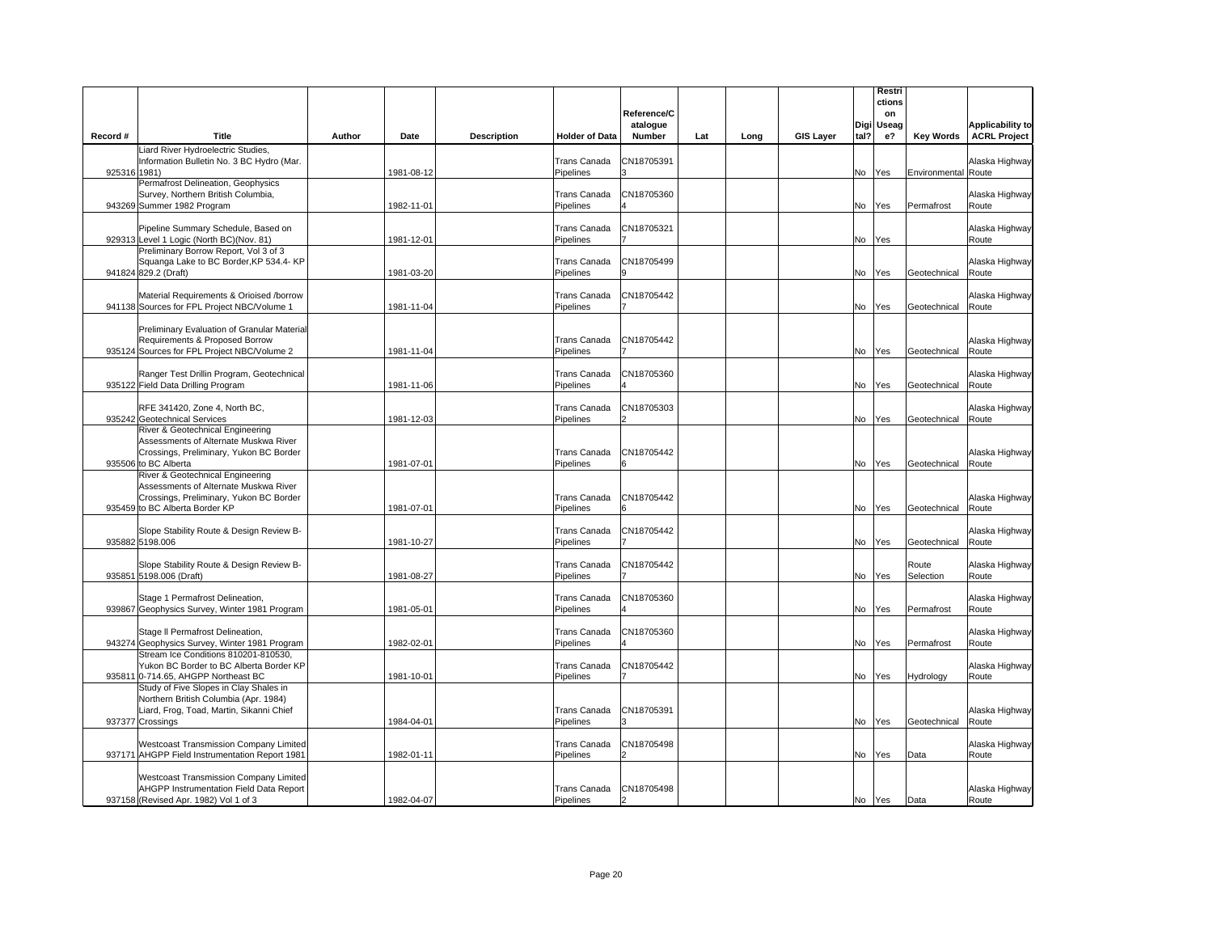| Record # | Title | Author | Date | Description | Holder of Data | Reference/Catalogue Number | Lat | Long | GIS Layer | Digital? | Restrictions on Useage? | Key Words | Applicability to ACRL Project |
|---|---|---|---|---|---|---|---|---|---|---|---|---|---|
| 925316 | Liard River Hydroelectric Studies, Information Bulletin No. 3 BC Hydro (Mar. 1981) | | 1981-08-12 | | Trans Canada Pipelines | CN187053913 | | | | No | Yes | Environmental | Alaska Highway Route |
| 943269 | Permafrost Delineation, Geophysics Survey, Northern British Columbia, Summer 1982 Program | | 1982-11-01 | | Trans Canada Pipelines | CN187053604 | | | | No | Yes | Permafrost | Alaska Highway Route |
| 929313 | Pipeline Summary Schedule, Based on Level 1 Logic (North BC)(Nov. 81) | | 1981-12-01 | | Trans Canada Pipelines | CN187053217 | | | | No | Yes | | Alaska Highway Route |
| 941824 | Preliminary Borrow Report, Vol 3 of 3 Squanga Lake to BC Border,KP 534.4- KP 829.2 (Draft) | | 1981-03-20 | | Trans Canada Pipelines | CN187054999 | | | | No | Yes | Geotechnical | Alaska Highway Route |
| 941138 | Material Requirements & Orioised /borrow Sources for FPL Project NBC/Volume 1 | | 1981-11-04 | | Trans Canada Pipelines | CN187054427 | | | | No | Yes | Geotechnical | Alaska Highway Route |
| 935124 | Preliminary Evaluation of Granular Material Requirements & Proposed Borrow Sources for FPL Project NBC/Volume 2 | | 1981-11-04 | | Trans Canada Pipelines | CN187054427 | | | | No | Yes | Geotechnical | Alaska Highway Route |
| 935122 | Ranger Test Drillin Program, Geotechnical Field Data Drilling Program | | 1981-11-06 | | Trans Canada Pipelines | CN187053604 | | | | No | Yes | Geotechnical | Alaska Highway Route |
| 935242 | RFE 341420, Zone 4, North BC, Geotechnical Services | | 1981-12-03 | | Trans Canada Pipelines | CN187053032 | | | | No | Yes | Geotechnical | Alaska Highway Route |
| 935506 | River & Geotechnical Engineering Assessments of Alternate Muskwa River Crossings, Preliminary, Yukon BC Border to BC Alberta | | 1981-07-01 | | Trans Canada Pipelines | CN187054426 | | | | No | Yes | Geotechnical | Alaska Highway Route |
| 935459 | River & Geotechnical Engineering Assessments of Alternate Muskwa River Crossings, Preliminary, Yukon BC Border to BC Alberta Border KP | | 1981-07-01 | | Trans Canada Pipelines | CN187054426 | | | | No | Yes | Geotechnical | Alaska Highway Route |
| 935882 | Slope Stability Route & Design Review B-5198.006 | | 1981-10-27 | | Trans Canada Pipelines | CN187054427 | | | | No | Yes | Geotechnical | Alaska Highway Route |
| 935851 | Slope Stability Route & Design Review B-5198.006 (Draft) | | 1981-08-27 | | Trans Canada Pipelines | CN187054427 | | | | No | Yes | Route Selection | Alaska Highway Route |
| 939867 | Stage 1 Permafrost Delineation, Geophysics Survey, Winter 1981 Program | | 1981-05-01 | | Trans Canada Pipelines | CN187053604 | | | | No | Yes | Permafrost | Alaska Highway Route |
| 943274 | Stage ll Permafrost Delineation, Geophysics Survey, Winter 1981 Program | | 1982-02-01 | | Trans Canada Pipelines | CN187053604 | | | | No | Yes | Permafrost | Alaska Highway Route |
| 935811 | Stream Ice Conditions 810201-810530, Yukon BC Border to BC Alberta Border KP 0-714.65, AHGPP Northeast BC | | 1981-10-01 | | Trans Canada Pipelines | CN187054427 | | | | No | Yes | Hydrology | Alaska Highway Route |
| 937377 | Study of Five Slopes in Clay Shales in Northern British Columbia (Apr. 1984) Liard, Frog, Toad, Martin, Sikanni Chief Crossings | | 1984-04-01 | | Trans Canada Pipelines | CN187053913 | | | | No | Yes | Geotechnical | Alaska Highway Route |
| 937171 | Westcoast Transmission Company Limited AHGPP Field Instrumentation Report 1981 | | 1982-01-11 | | Trans Canada Pipelines | CN187054982 | | | | No | Yes | Data | Alaska Highway Route |
| 937158 | Westcoast Transmission Company Limited AHGPP Instrumentation Field Data Report (Revised Apr. 1982) Vol 1 of 3 | | 1982-04-07 | | Trans Canada Pipelines | CN187054982 | | | | No | Yes | Data | Alaska Highway Route |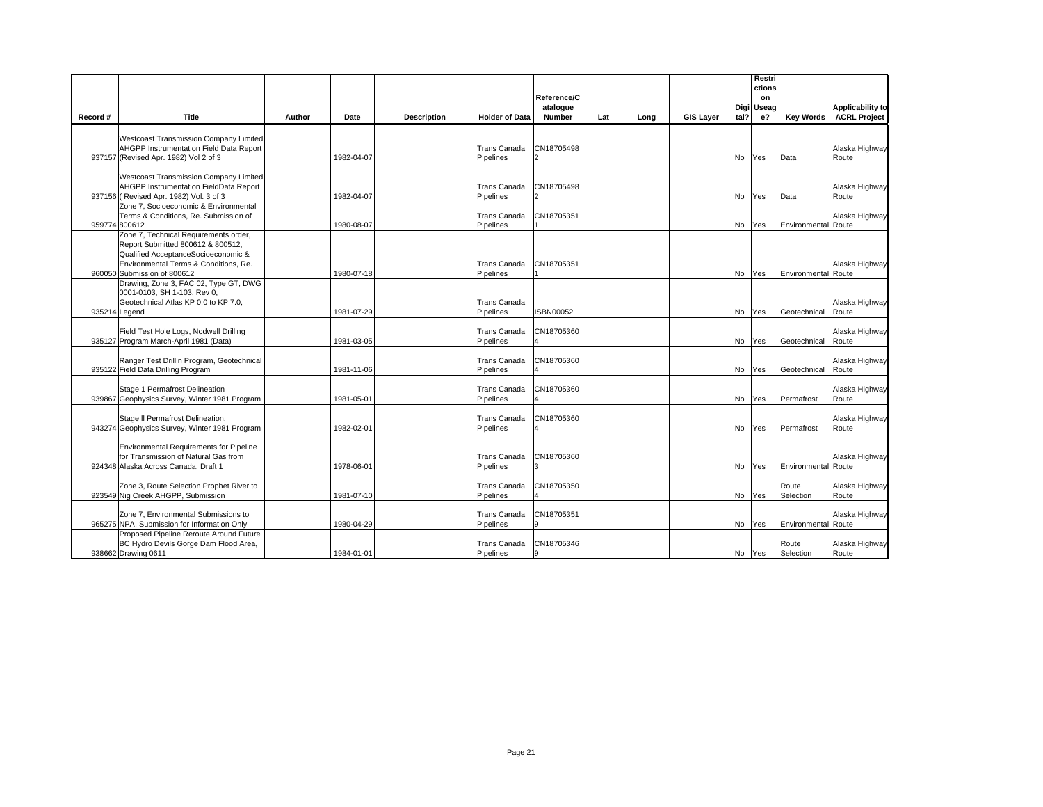| Record # | Title | Author | Date | Description | Holder of Data | Reference/Catalogue Number | Lat | Long | GIS Layer | Digital? | Restrictions on Useage? | Key Words | Applicability to ACRL Project |
|---|---|---|---|---|---|---|---|---|---|---|---|---|---|
| 937157 | Westcoast Transmission Company Limited AHGPP Instrumentation Field Data Report (Revised Apr. 1982) Vol 2 of 3 | | 1982-04-07 | | Trans Canada Pipelines | CN187054982 | | | | No | Yes | Data | Alaska Highway Route |
| 937156 | Westcoast Transmission Company Limited AHGPP Instrumentation FieldData Report ( Revised Apr. 1982) Vol. 3 of 3 | | 1982-04-07 | | Trans Canada Pipelines | CN187054982 | | | | No | Yes | Data | Alaska Highway Route |
| 959774 | Zone 7, Socioeconomic & Environmental Terms & Conditions, Re. Submission of 800612 | | 1980-08-07 | | Trans Canada Pipelines | CN187053511 | | | | No | Yes | Environmental | Alaska Highway Route |
| 960050 | Zone 7, Technical Requirements order, Report Submitted 800612 & 800512, Qualified AcceptanceSocioeconomic & Environmental Terms & Conditions, Re. Submission of 800612 | | 1980-07-18 | | Trans Canada Pipelines | CN187053511 | | | | No | Yes | Environmental | Alaska Highway Route |
| 935214 | Drawing, Zone 3, FAC 02, Type GT, DWG 0001-0103, SH 1-103, Rev 0, Geotechnical Atlas KP 0.0 to KP 7.0, Legend | | 1981-07-29 | | Trans Canada Pipelines | ISBN00052 | | | | No | Yes | Geotechnical | Alaska Highway Route |
| 935127 | Field Test Hole Logs, Nodwell Drilling Program March-April 1981 (Data) | | 1981-03-05 | | Trans Canada Pipelines | CN187053604 | | | | No | Yes | Geotechnical | Alaska Highway Route |
| 935122 | Ranger Test Drillin Program, Geotechnical Field Data Drilling Program | | 1981-11-06 | | Trans Canada Pipelines | CN187053604 | | | | No | Yes | Geotechnical | Alaska Highway Route |
| 939867 | Stage 1 Permafrost Delineation Geophysics Survey, Winter 1981 Program | | 1981-05-01 | | Trans Canada Pipelines | CN187053604 | | | | No | Yes | Permafrost | Alaska Highway Route |
| 943274 | Stage ll Permafrost Delineation, Geophysics Survey, Winter 1981 Program | | 1982-02-01 | | Trans Canada Pipelines | CN187053604 | | | | No | Yes | Permafrost | Alaska Highway Route |
| 924348 | Environmental Requirements for Pipeline for Transmission of Natural Gas from Alaska Across Canada, Draft 1 | | 1978-06-01 | | Trans Canada Pipelines | CN187053603 | | | | No | Yes | Environmental | Alaska Highway Route |
| 923549 | Zone 3, Route Selection Prophet River to Nig Creek AHGPP, Submission | | 1981-07-10 | | Trans Canada Pipelines | CN187053504 | | | | No | Yes | Route Selection | Alaska Highway Route |
| 965275 | Zone 7, Environmental Submissions to NPA, Submission for Information Only | | 1980-04-29 | | Trans Canada Pipelines | CN187053519 | | | | No | Yes | Environmental | Alaska Highway Route |
| 938662 | Proposed Pipeline Reroute Around Future BC Hydro Devils Gorge Dam Flood Area, Drawing 0611 | | 1984-01-01 | | Trans Canada Pipelines | CN187053469 | | | | No | Yes | Route Selection | Alaska Highway Route |